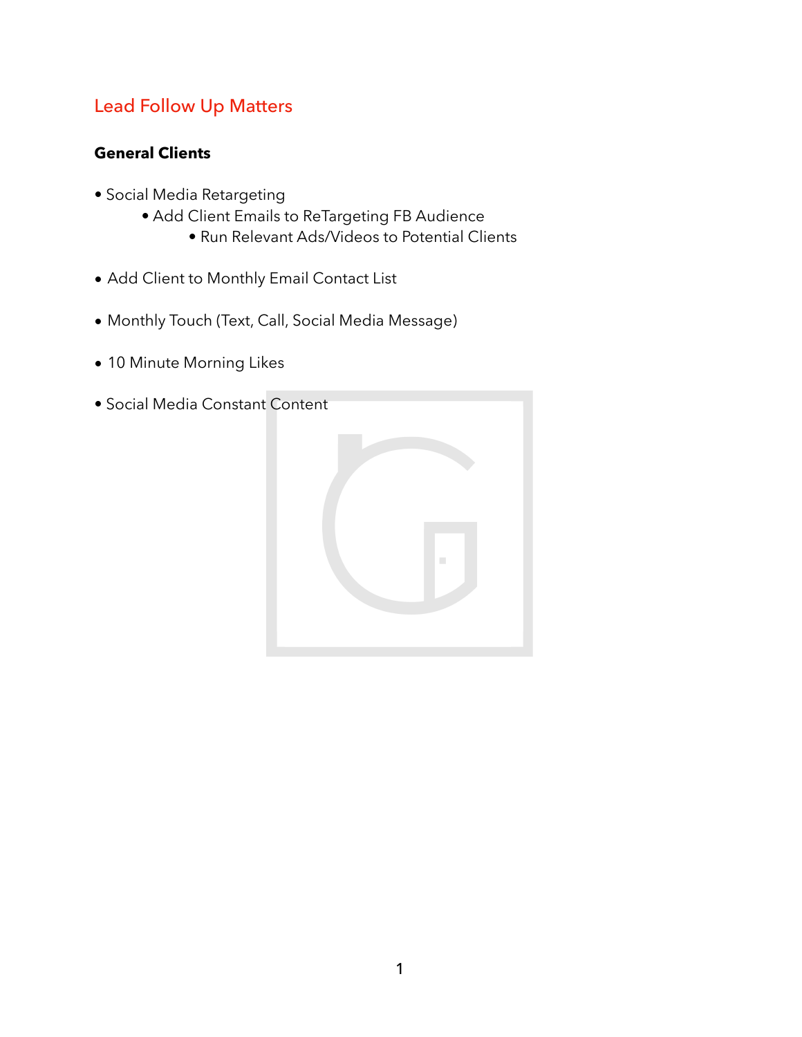# Lead Follow Up Matters

**General Clients**

- Social Media Retargeting
    - Add Client Emails to ReTargeting FB Audience
        - Run Relevant Ads/Videos to Potential Clients

- Add Client to Monthly Email Contact List

- Monthly Touch (Text, Call, Social Media Message)

- 10 Minute Morning Likes

- Social Media Constant Content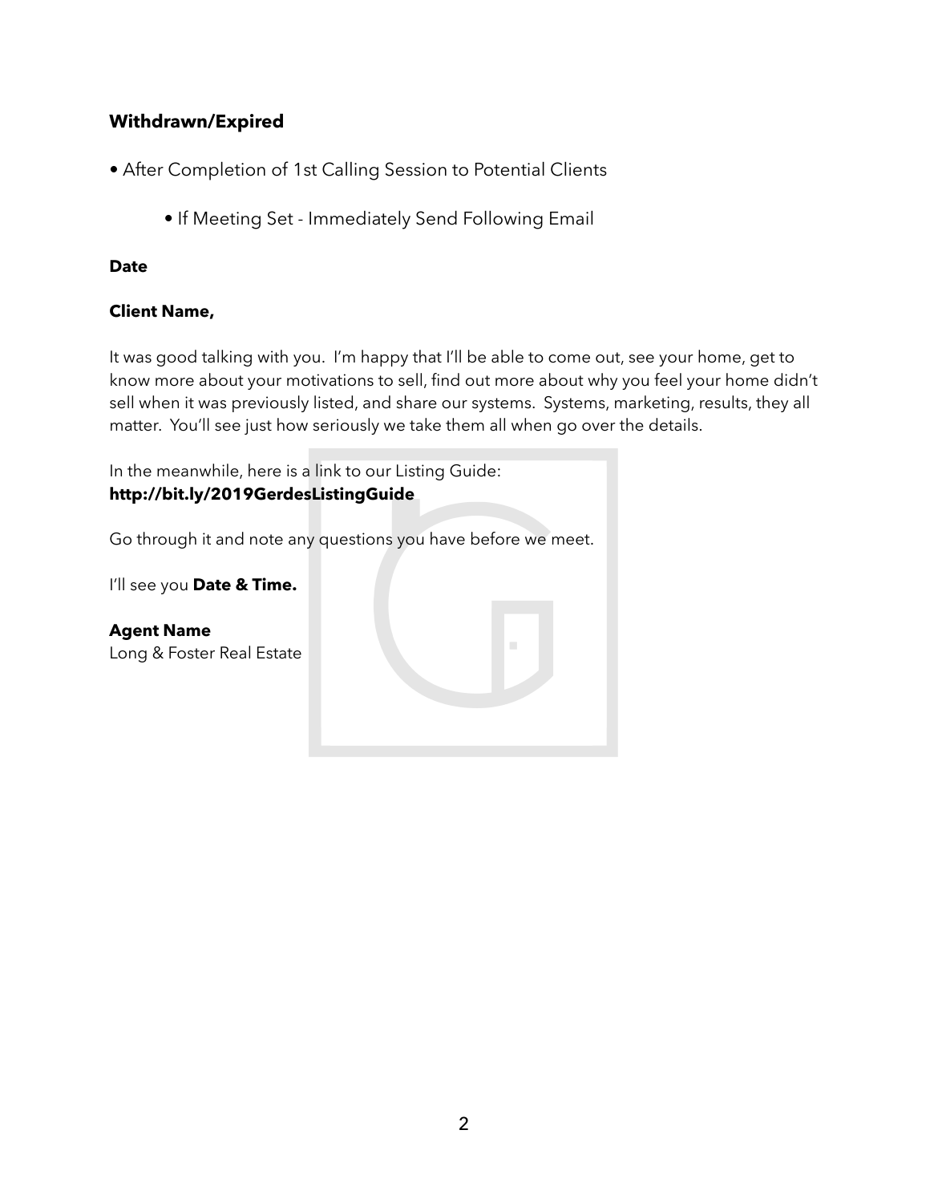## Withdrawn/Expired

- After Completion of 1st Calling Session to Potential Clients
  - If Meeting Set - Immediately Send Following Email

**Date**

**Client Name,**

It was good talking with you. I'm happy that I'll be able to come out, see your home, get to know more about your motivations to sell, find out more about why you feel your home didn't sell when it was previously listed, and share our systems. Systems, marketing, results, they all matter. You'll see just how seriously we take them all when go over the details.

In the meanwhile, here is a link to our Listing Guide:
**http://bit.ly/2019GerdesListingGuide**

Go through it and note any questions you have before we meet.

I'll see you **Date & Time.**

**Agent Name**
Long & Foster Real Estate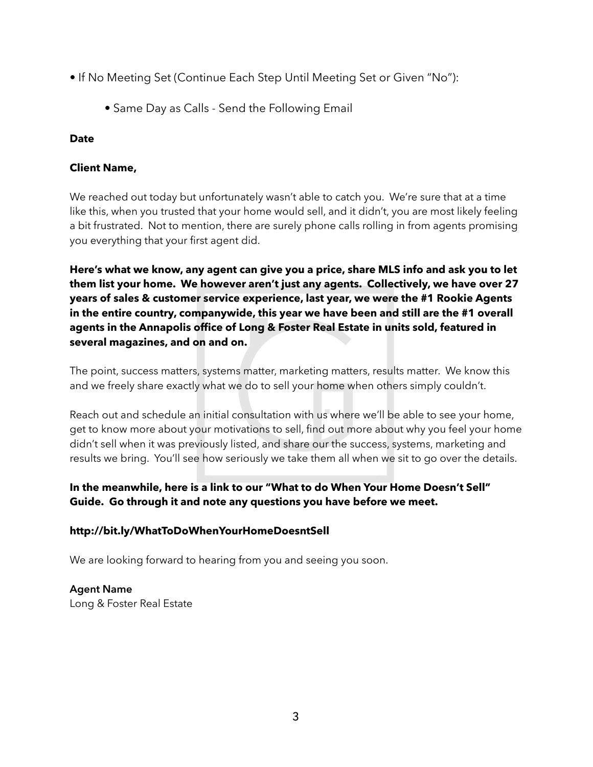- If No Meeting Set (Continue Each Step Until Meeting Set or Given "No"):
    - Same Day as Calls - Send the Following Email

**Date**

**Client Name,**

We reached out today but unfortunately wasn't able to catch you. We're sure that at a time like this, when you trusted that your home would sell, and it didn't, you are most likely feeling a bit frustrated. Not to mention, there are surely phone calls rolling in from agents promising you everything that your first agent did.

**Here's what we know, any agent can give you a price, share MLS info and ask you to let them list your home. We however aren't just any agents. Collectively, we have over 27 years of sales & customer service experience, last year, we were the #1 Rookie Agents in the entire country, companywide, this year we have been and still are the #1 overall agents in the Annapolis office of Long & Foster Real Estate in units sold, featured in several magazines, and on and on.**

The point, success matters, systems matter, marketing matters, results matter. We know this and we freely share exactly what we do to sell your home when others simply couldn't.

Reach out and schedule an initial consultation with us where we'll be able to see your home, get to know more about your motivations to sell, find out more about why you feel your home didn't sell when it was previously listed, and share our the success, systems, marketing and results we bring. You'll see how seriously we take them all when we sit to go over the details.

**In the meanwhile, here is a link to our "What to do When Your Home Doesn't Sell" Guide. Go through it and note any questions you have before we meet.**

**http://bit.ly/WhatToDoWhenYourHomeDoesntSell**

We are looking forward to hearing from you and seeing you soon.

**Agent Name**
Long & Foster Real Estate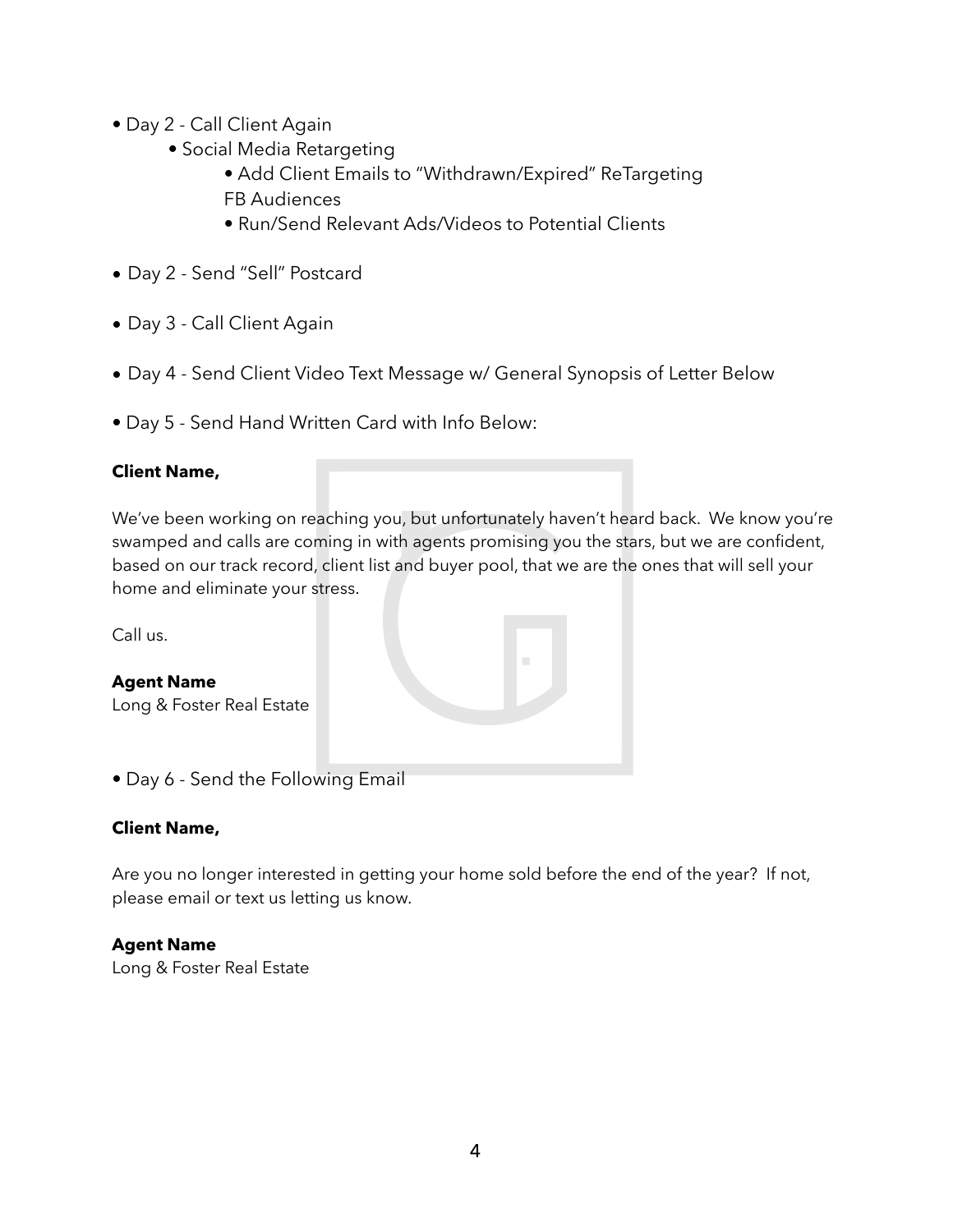- Day 2 - Call Client Again
    - Social Media Retargeting
        - Add Client Emails to "Withdrawn/Expired" ReTargeting FB Audiences
        - Run/Send Relevant Ads/Videos to Potential Clients

- Day 2 - Send "Sell" Postcard

- Day 3 - Call Client Again

- Day 4 - Send Client Video Text Message w/ General Synopsis of Letter Below

- Day 5 - Send Hand Written Card with Info Below:

**Client Name,**

We've been working on reaching you, but unfortunately haven't heard back. We know you're swamped and calls are coming in with agents promising you the stars, but we are confident, based on our track record, client list and buyer pool, that we are the ones that will sell your home and eliminate your stress.

Call us.

**Agent Name**
Long & Foster Real Estate

- Day 6 - Send the Following Email

**Client Name,**

Are you no longer interested in getting your home sold before the end of the year? If not, please email or text us letting us know.

**Agent Name**
Long & Foster Real Estate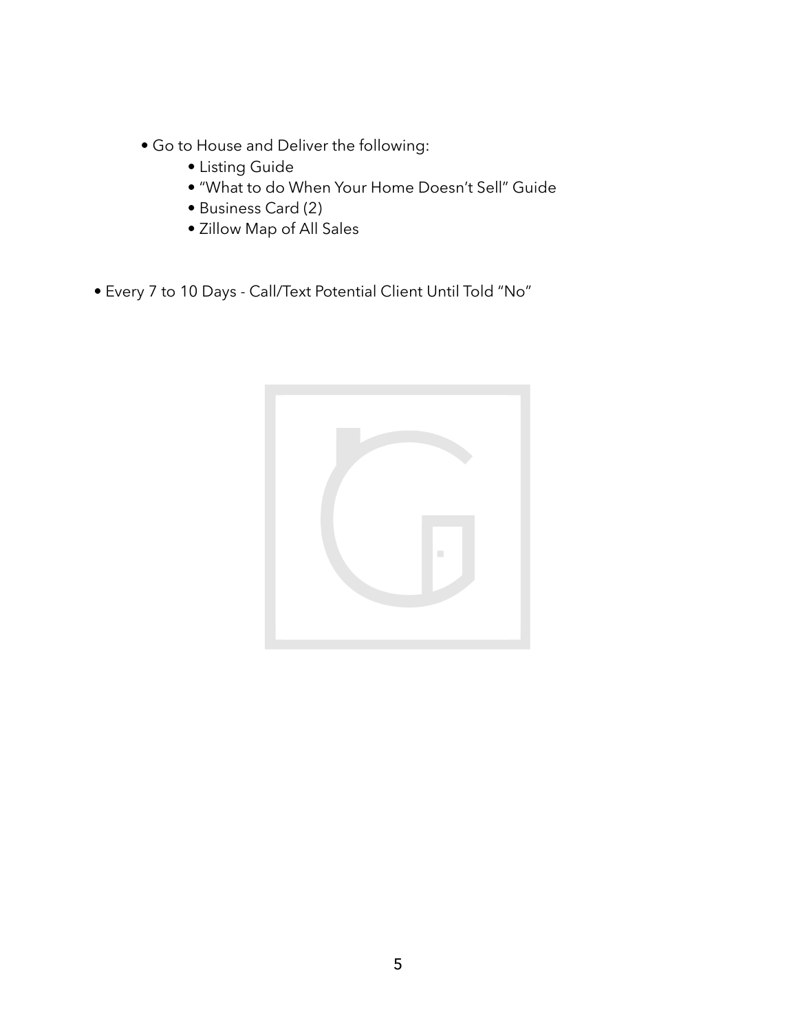- Go to House and Deliver the following:
    - Listing Guide
    - "What to do When Your Home Doesn't Sell" Guide
    - Business Card (2)
    - Zillow Map of All Sales

- Every 7 to 10 Days - Call/Text Potential Client Until Told "No"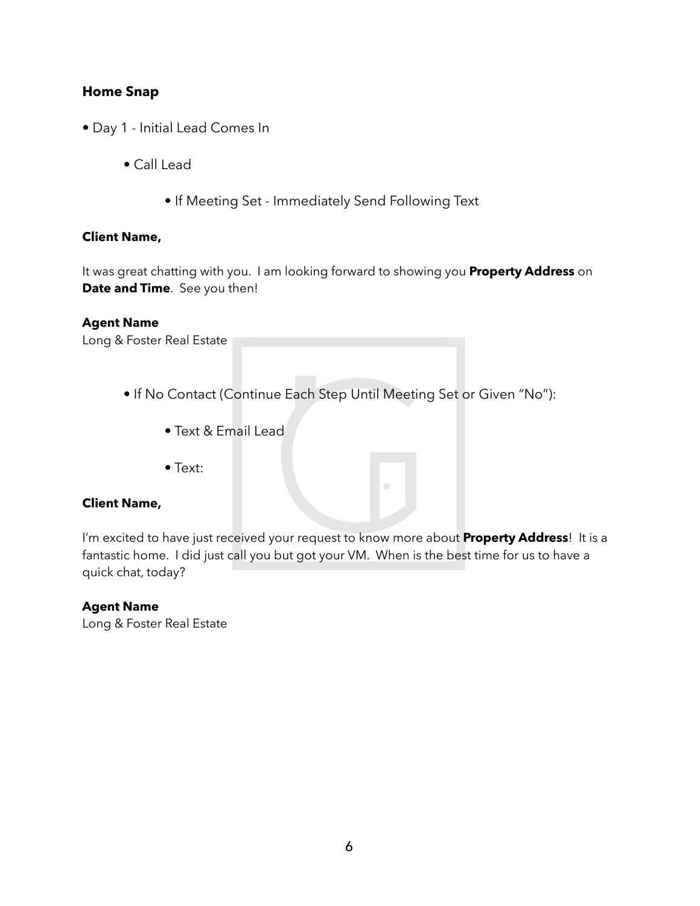**Home Snap**

- Day 1 - Initial Lead Comes In
    - Call Lead
        - If Meeting Set - Immediately Send Following Text

**Client Name,**

It was great chatting with you. I am looking forward to showing you **Property Address** on **Date and Time**. See you then!

**Agent Name**
Long & Foster Real Estate

- If No Contact (Continue Each Step Until Meeting Set or Given "No"):
    - Text & Email Lead
    - Text:

**Client Name,**

I'm excited to have just received your request to know more about **Property Address**! It is a fantastic home. I did just call you but got your VM. When is the best time for us to have a quick chat, today?

**Agent Name**
Long & Foster Real Estate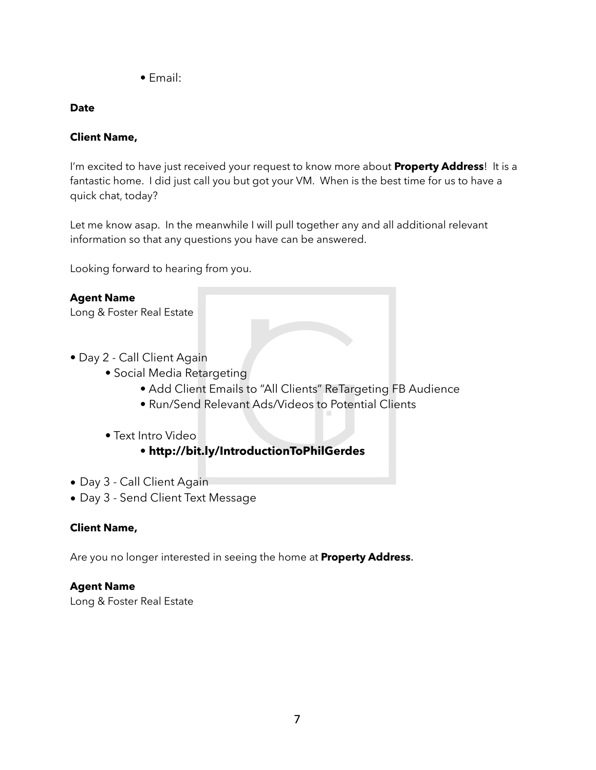- Email:

**Date**

**Client Name,**

I'm excited to have just received your request to know more about **Property Address**! It is a fantastic home. I did just call you but got your VM. When is the best time for us to have a quick chat, today?

Let me know asap. In the meanwhile I will pull together any and all additional relevant information so that any questions you have can be answered.

Looking forward to hearing from you.

**Agent Name**
Long & Foster Real Estate

- Day 2 - Call Client Again
    - Social Media Retargeting
        - Add Client Emails to "All Clients" ReTargeting FB Audience
        - Run/Send Relevant Ads/Videos to Potential Clients
    - Text Intro Video
        - **http://bit.ly/IntroductionToPhilGerdes**
- Day 3 - Call Client Again
- Day 3 - Send Client Text Message

**Client Name,**

Are you no longer interested in seeing the home at **Property Address**.

**Agent Name**
Long & Foster Real Estate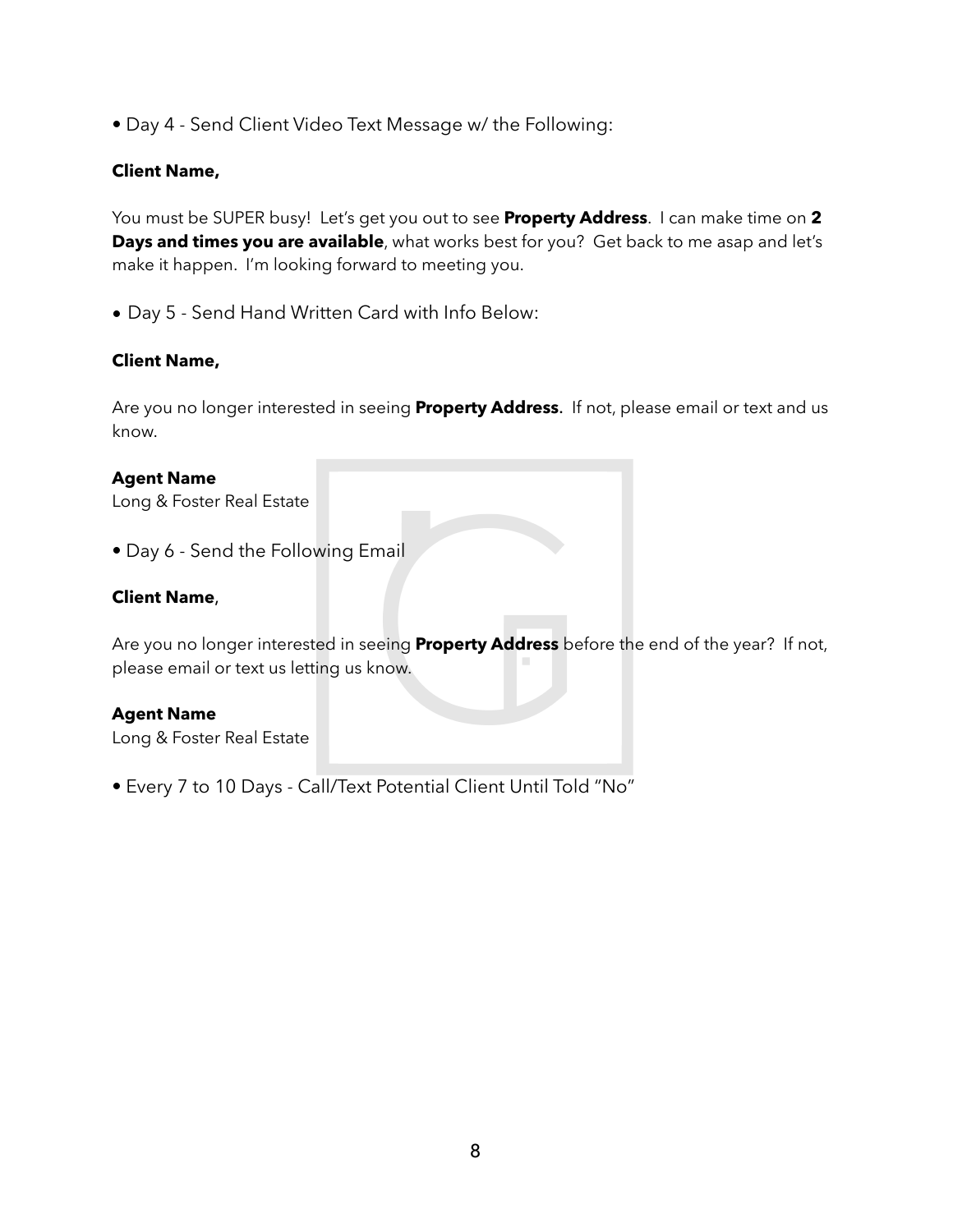- Day 4 - Send Client Video Text Message w/ the Following:

**Client Name,**

You must be SUPER busy! Let's get you out to see **Property Address**. I can make time on **2 Days and times you are available**, what works best for you? Get back to me asap and let's make it happen. I'm looking forward to meeting you.

- Day 5 - Send Hand Written Card with Info Below:

**Client Name,**

Are you no longer interested in seeing **Property Address.** If not, please email or text and us know.

**Agent Name**
Long & Foster Real Estate

- Day 6 - Send the Following Email

**Client Name**,

Are you no longer interested in seeing **Property Address** before the end of the year? If not, please email or text us letting us know.

**Agent Name**
Long & Foster Real Estate

- Every 7 to 10 Days - Call/Text Potential Client Until Told "No"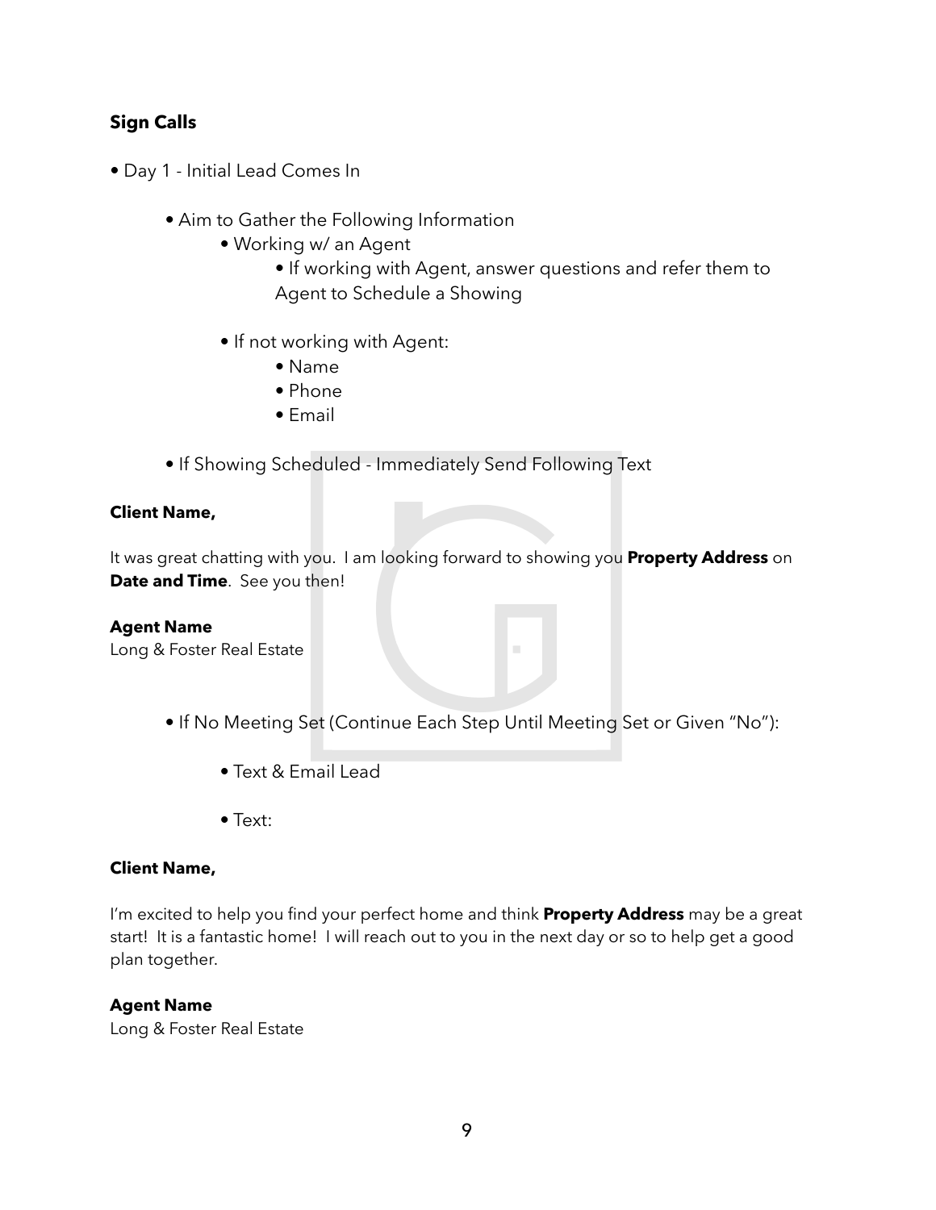**Sign Calls**

- Day 1 - Initial Lead Comes In
    - Aim to Gather the Following Information
        - Working w/ an Agent
            - If working with Agent, answer questions and refer them to Agent to Schedule a Showing
        - If not working with Agent:
            - Name
            - Phone
            - Email
    - If Showing Scheduled - Immediately Send Following Text

**Client Name,**

It was great chatting with you. I am looking forward to showing you **Property Address** on **Date and Time**. See you then!

**Agent Name**
Long & Foster Real Estate

- If No Meeting Set (Continue Each Step Until Meeting Set or Given "No"):
    - Text & Email Lead
    - Text:

**Client Name,**

I'm excited to help you find your perfect home and think **Property Address** may be a great start! It is a fantastic home! I will reach out to you in the next day or so to help get a good plan together.

**Agent Name**
Long & Foster Real Estate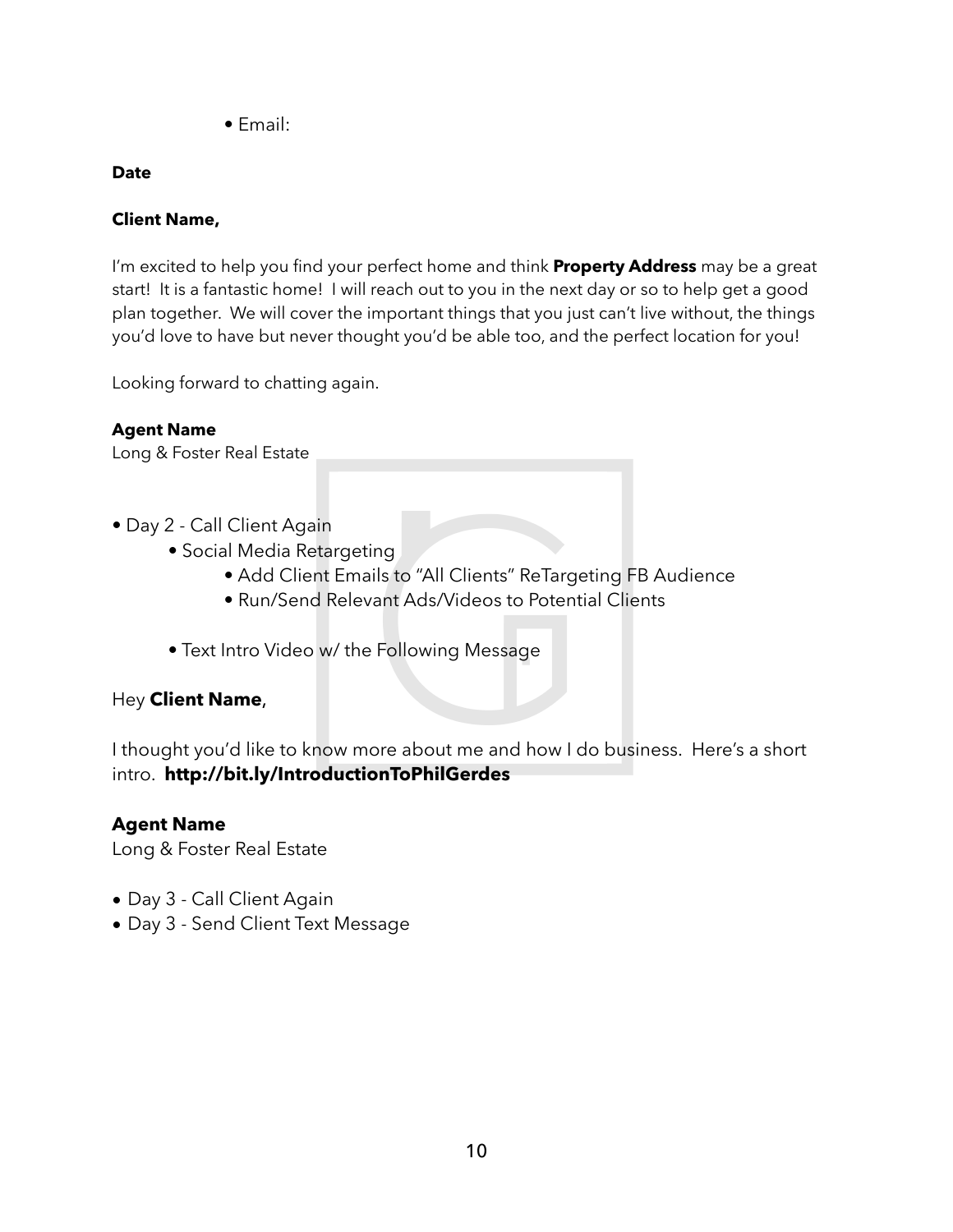- Email:

**Date**

**Client Name,**

I'm excited to help you find your perfect home and think **Property Address** may be a great start! It is a fantastic home! I will reach out to you in the next day or so to help get a good plan together. We will cover the important things that you just can't live without, the things you'd love to have but never thought you'd be able too, and the perfect location for you!

Looking forward to chatting again.

**Agent Name**
Long & Foster Real Estate

- Day 2 - Call Client Again
    - Social Media Retargeting
        - Add Client Emails to "All Clients" ReTargeting FB Audience
        - Run/Send Relevant Ads/Videos to Potential Clients

    - Text Intro Video w/ the Following Message

Hey **Client Name**,

I thought you'd like to know more about me and how I do business. Here's a short intro. **http://bit.ly/IntroductionToPhilGerdes**

**Agent Name**
Long & Foster Real Estate

- Day 3 - Call Client Again
- Day 3 - Send Client Text Message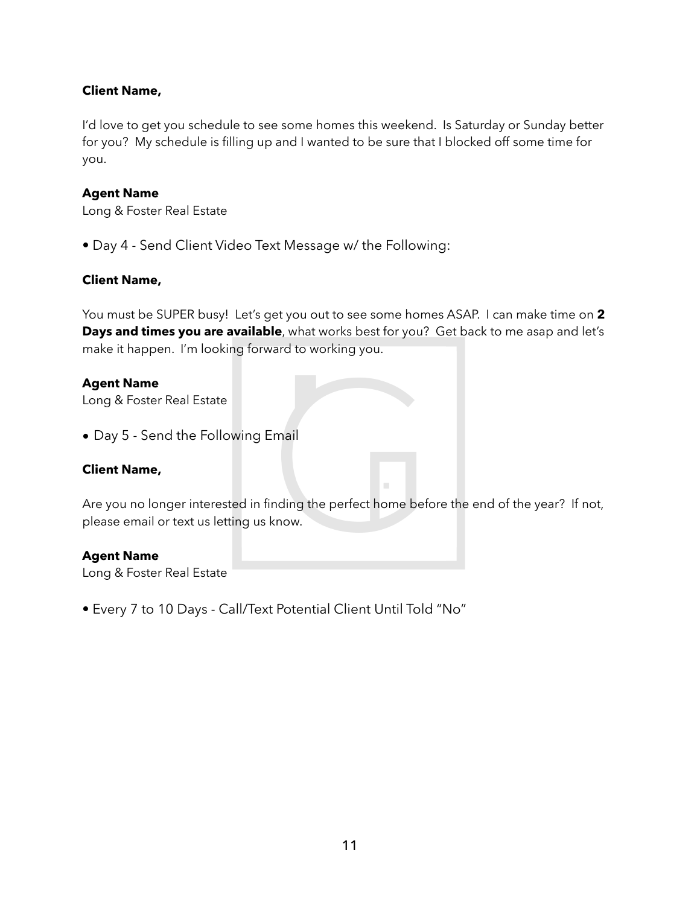**Client Name,**

I'd love to get you schedule to see some homes this weekend.  Is Saturday or Sunday better for you?  My schedule is filling up and I wanted to be sure that I blocked off some time for you.

**Agent Name**
Long & Foster Real Estate

- Day 4 - Send Client Video Text Message w/ the Following:

**Client Name,**

You must be SUPER busy!  Let's get you out to see some homes ASAP.  I can make time on **2 Days and times you are available**, what works best for you?  Get back to me asap and let's make it happen.  I'm looking forward to working you.

**Agent Name**
Long & Foster Real Estate

- Day 5 - Send the Following Email

**Client Name,**

Are you no longer interested in finding the perfect home before the end of the year?  If not, please email or text us letting us know.

**Agent Name**
Long & Foster Real Estate

- Every 7 to 10 Days - Call/Text Potential Client Until Told "No"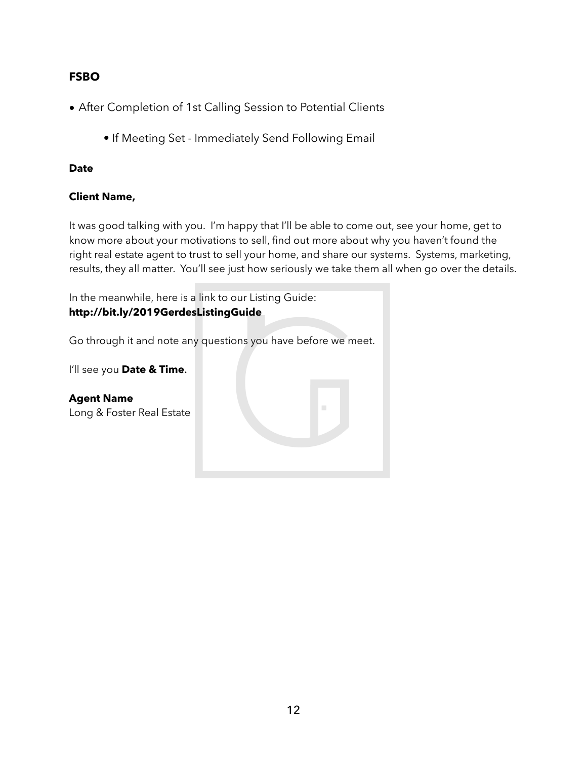**FSBO**

- After Completion of 1st Calling Session to Potential Clients
    - If Meeting Set - Immediately Send Following Email

**Date**

**Client Name,**

It was good talking with you. I'm happy that I'll be able to come out, see your home, get to know more about your motivations to sell, find out more about why you haven't found the right real estate agent to trust to sell your home, and share our systems. Systems, marketing, results, they all matter. You'll see just how seriously we take them all when go over the details.

In the meanwhile, here is a link to our Listing Guide:
**http://bit.ly/2019GerdesListingGuide**

Go through it and note any questions you have before we meet.

I'll see you **Date & Time**.

**Agent Name**
Long & Foster Real Estate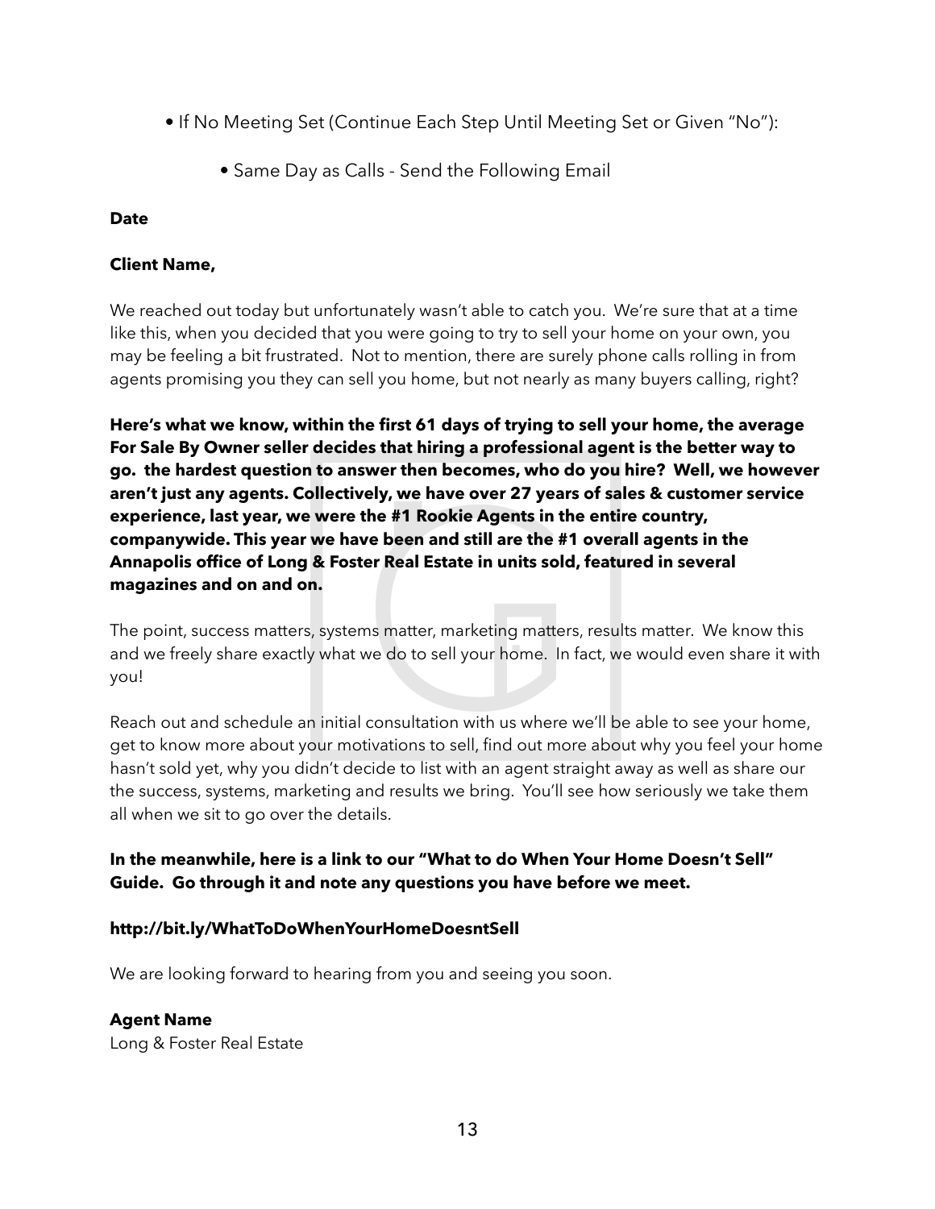- If No Meeting Set (Continue Each Step Until Meeting Set or Given "No"):
    - Same Day as Calls - Send the Following Email

**Date**

**Client Name,**

We reached out today but unfortunately wasn't able to catch you. We're sure that at a time like this, when you decided that you were going to try to sell your home on your own, you may be feeling a bit frustrated. Not to mention, there are surely phone calls rolling in from agents promising you they can sell you home, but not nearly as many buyers calling, right?

**Here's what we know, within the first 61 days of trying to sell your home, the average For Sale By Owner seller decides that hiring a professional agent is the better way to go. the hardest question to answer then becomes, who do you hire? Well, we however aren't just any agents. Collectively, we have over 27 years of sales & customer service experience, last year, we were the #1 Rookie Agents in the entire country, companywide. This year we have been and still are the #1 overall agents in the Annapolis office of Long & Foster Real Estate in units sold, featured in several magazines and on and on.**

The point, success matters, systems matter, marketing matters, results matter. We know this and we freely share exactly what we do to sell your home. In fact, we would even share it with you!

Reach out and schedule an initial consultation with us where we'll be able to see your home, get to know more about your motivations to sell, find out more about why you feel your home hasn't sold yet, why you didn't decide to list with an agent straight away as well as share our the success, systems, marketing and results we bring. You'll see how seriously we take them all when we sit to go over the details.

**In the meanwhile, here is a link to our "What to do When Your Home Doesn't Sell" Guide. Go through it and note any questions you have before we meet.**

**http://bit.ly/WhatToDoWhenYourHomeDoesntSell**

We are looking forward to hearing from you and seeing you soon.

**Agent Name**
Long & Foster Real Estate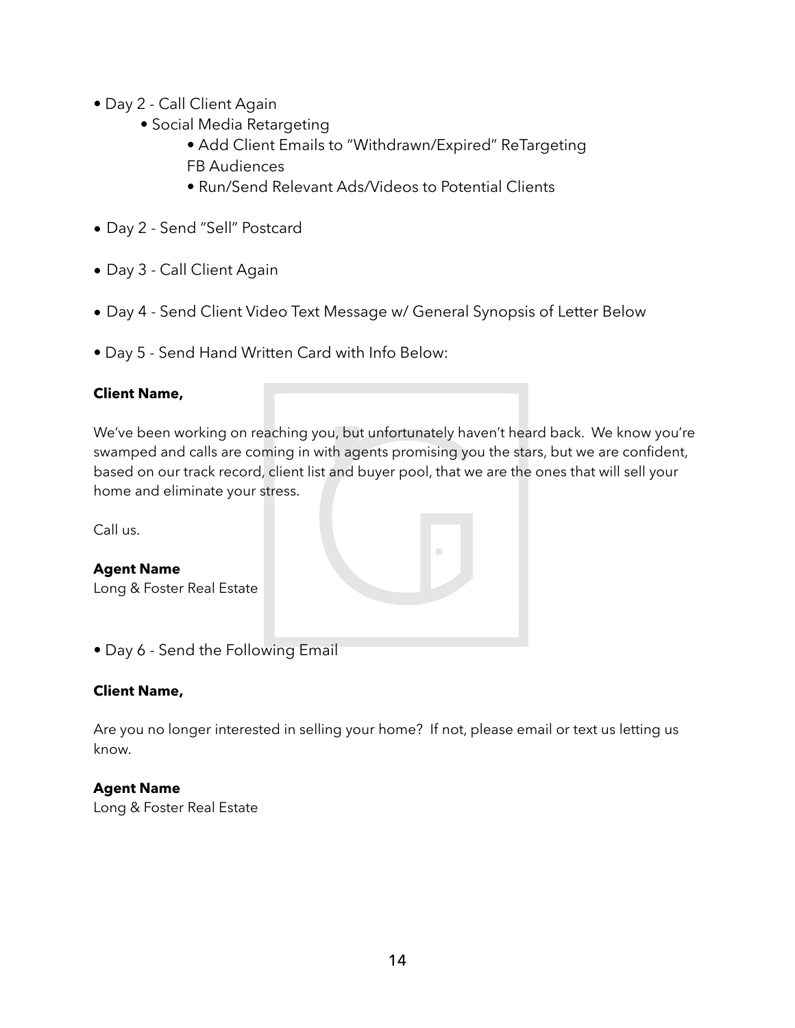- Day 2 - Call Client Again
    - Social Media Retargeting
        - Add Client Emails to "Withdrawn/Expired" ReTargeting FB Audiences
        - Run/Send Relevant Ads/Videos to Potential Clients

- Day 2 - Send "Sell" Postcard

- Day 3 - Call Client Again

- Day 4 - Send Client Video Text Message w/ General Synopsis of Letter Below

- Day 5 - Send Hand Written Card with Info Below:

**Client Name,**

We've been working on reaching you, but unfortunately haven't heard back. We know you're swamped and calls are coming in with agents promising you the stars, but we are confident, based on our track record, client list and buyer pool, that we are the ones that will sell your home and eliminate your stress.

Call us.

**Agent Name**
Long & Foster Real Estate

- Day 6 - Send the Following Email

**Client Name,**

Are you no longer interested in selling your home? If not, please email or text us letting us know.

**Agent Name**
Long & Foster Real Estate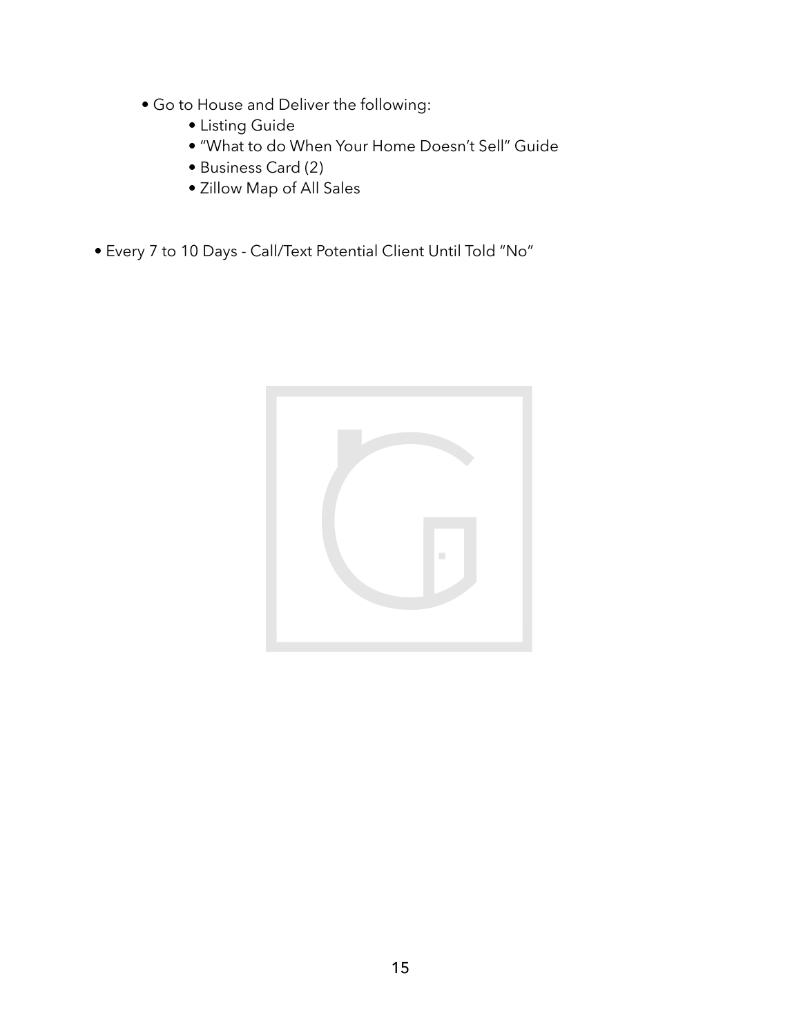- Go to House and Deliver the following:
  - Listing Guide
  - "What to do When Your Home Doesn't Sell" Guide
  - Business Card (2)
  - Zillow Map of All Sales

- Every 7 to 10 Days - Call/Text Potential Client Until Told "No"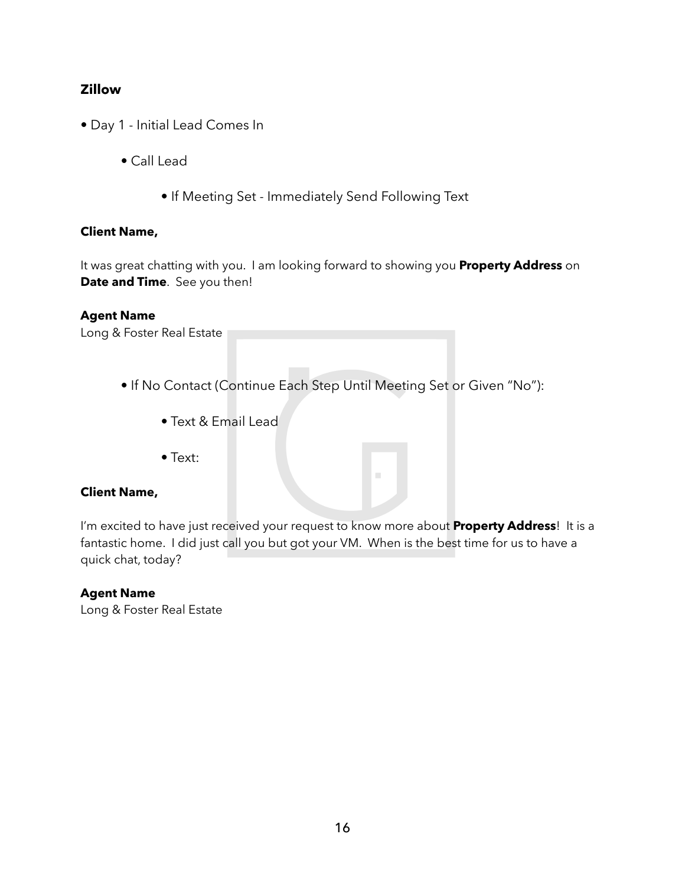**Zillow**

- Day 1 - Initial Lead Comes In
  - Call Lead
    - If Meeting Set - Immediately Send Following Text

**Client Name,**

It was great chatting with you. I am looking forward to showing you **Property Address** on **Date and Time**. See you then!

**Agent Name**
Long & Foster Real Estate

- If No Contact (Continue Each Step Until Meeting Set or Given "No"):
  - Text & Email Lead
  - Text:

**Client Name,**

I'm excited to have just received your request to know more about **Property Address**! It is a fantastic home. I did just call you but got your VM. When is the best time for us to have a quick chat, today?

**Agent Name**
Long & Foster Real Estate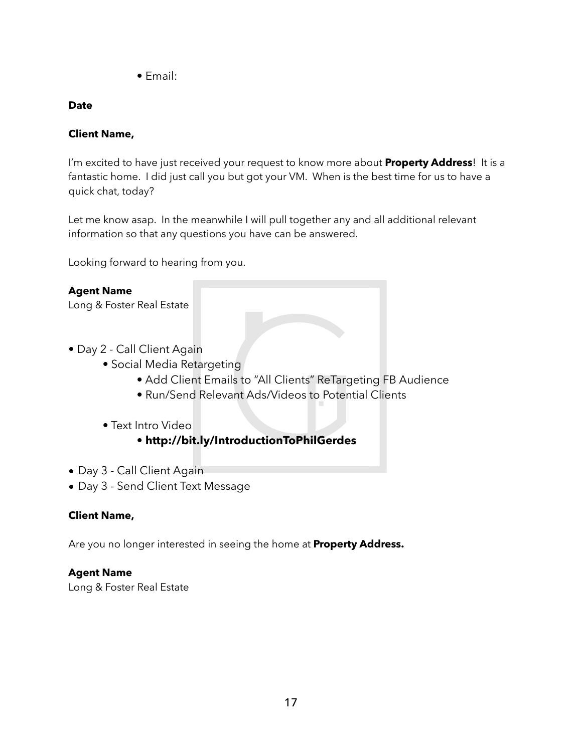- Email:

**Date**

**Client Name,**

I'm excited to have just received your request to know more about **Property Address**! It is a fantastic home. I did just call you but got your VM. When is the best time for us to have a quick chat, today?

Let me know asap. In the meanwhile I will pull together any and all additional relevant information so that any questions you have can be answered.

Looking forward to hearing from you.

**Agent Name**
Long & Foster Real Estate

- Day 2 - Call Client Again
    - Social Media Retargeting
        - Add Client Emails to "All Clients" ReTargeting FB Audience
        - Run/Send Relevant Ads/Videos to Potential Clients
    - Text Intro Video
        - **http://bit.ly/IntroductionToPhilGerdes**
- Day 3 - Call Client Again
- Day 3 - Send Client Text Message

**Client Name,**

Are you no longer interested in seeing the home at **Property Address.**

**Agent Name**
Long & Foster Real Estate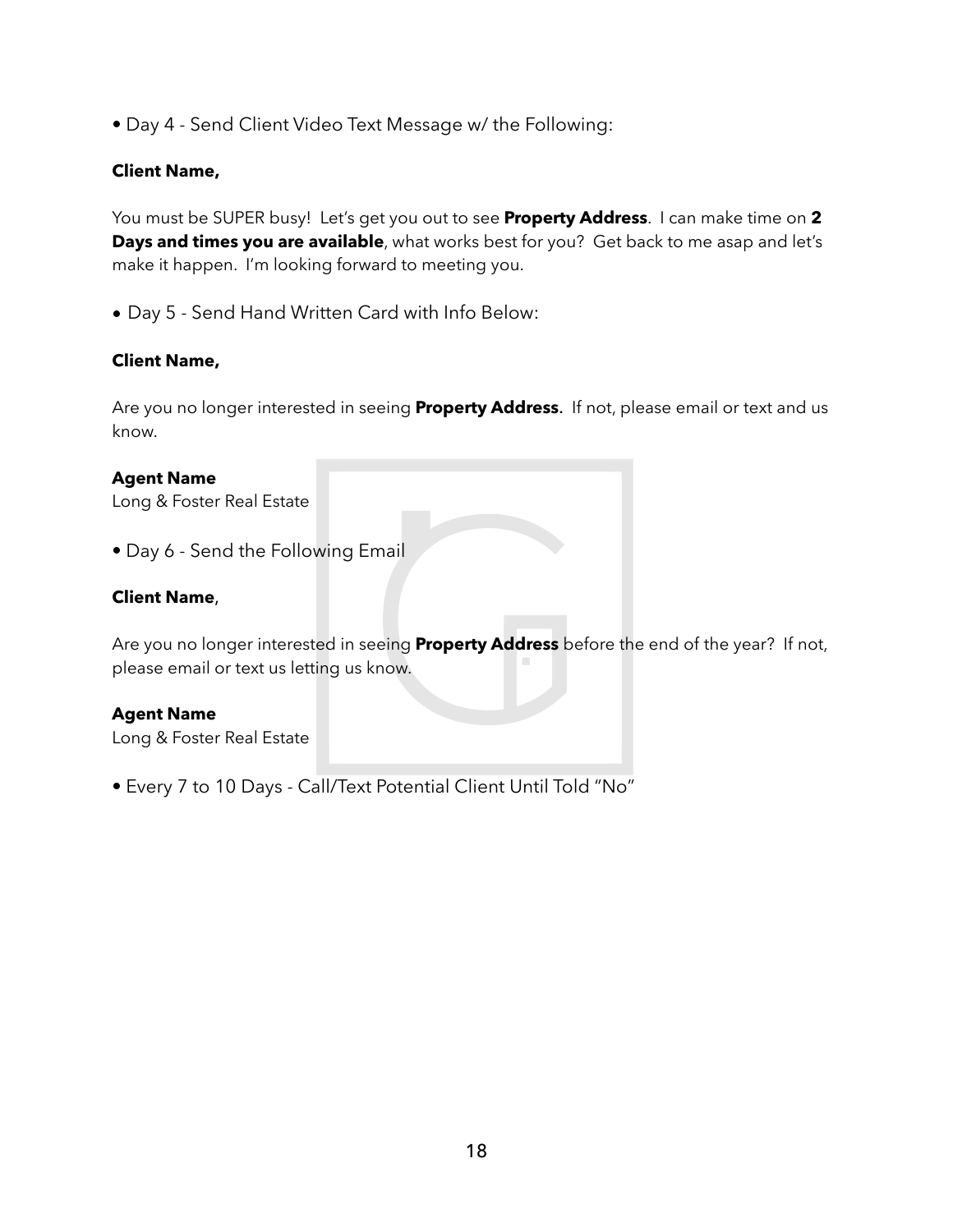- Day 4 - Send Client Video Text Message w/ the Following:

**Client Name,**

You must be SUPER busy!  Let's get you out to see **Property Address**.  I can make time on **2 Days and times you are available**, what works best for you?  Get back to me asap and let's make it happen.  I'm looking forward to meeting you.

- Day 5 - Send Hand Written Card with Info Below:

**Client Name,**

Are you no longer interested in seeing **Property Address.**  If not, please email or text and us know.

**Agent Name**
Long & Foster Real Estate

- Day 6 - Send the Following Email

**Client Name**,

Are you no longer interested in seeing **Property Address** before the end of the year?  If not, please email or text us letting us know.

**Agent Name**
Long & Foster Real Estate

- Every 7 to 10 Days - Call/Text Potential Client Until Told "No"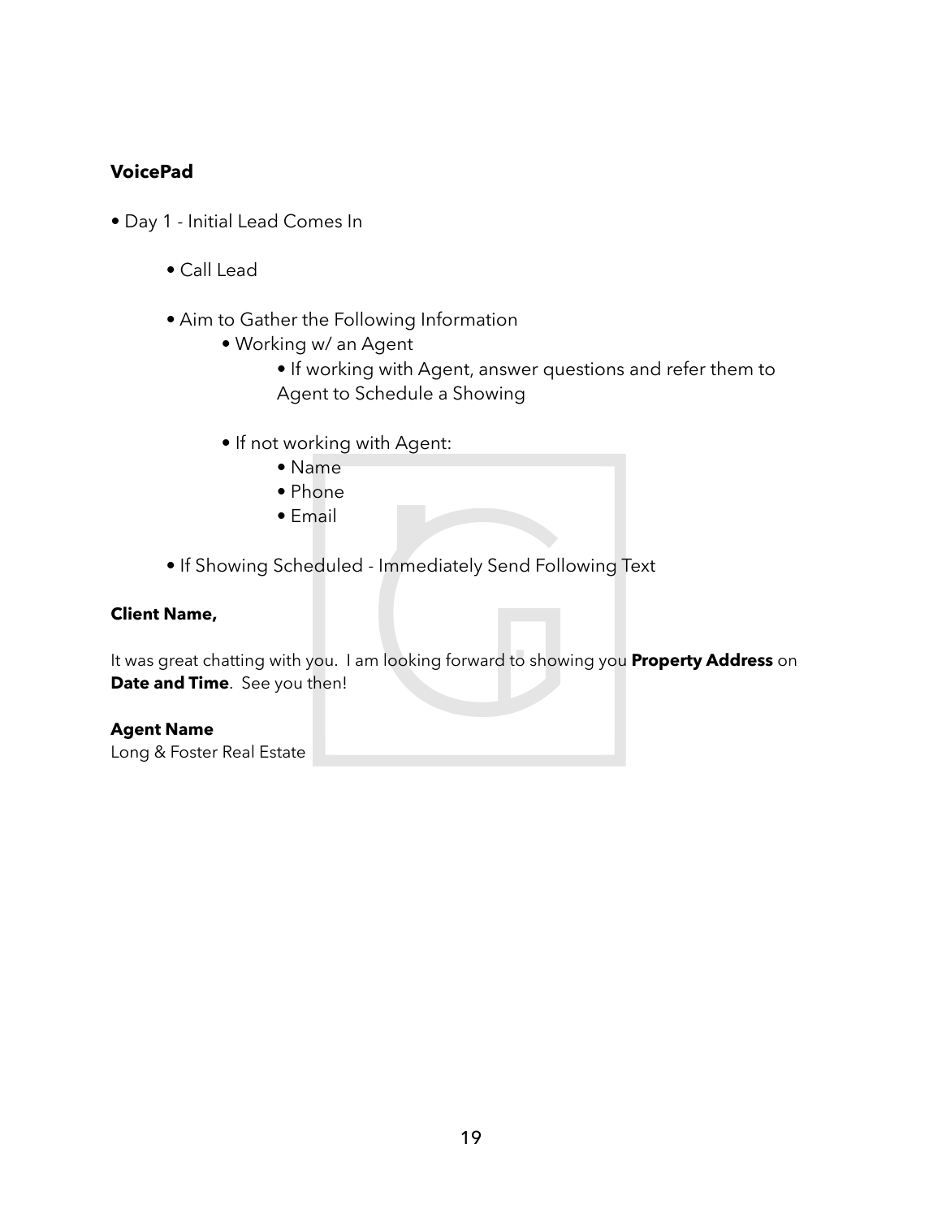**VoicePad**

- Day 1 - Initial Lead Comes In
    - Call Lead
    - Aim to Gather the Following Information
        - Working w/ an Agent
            - If working with Agent, answer questions and refer them to Agent to Schedule a Showing
        - If not working with Agent:
            - Name
            - Phone
            - Email
    - If Showing Scheduled - Immediately Send Following Text

**Client Name,**

It was great chatting with you. I am looking forward to showing you **Property Address** on **Date and Time**. See you then!

**Agent Name**
Long & Foster Real Estate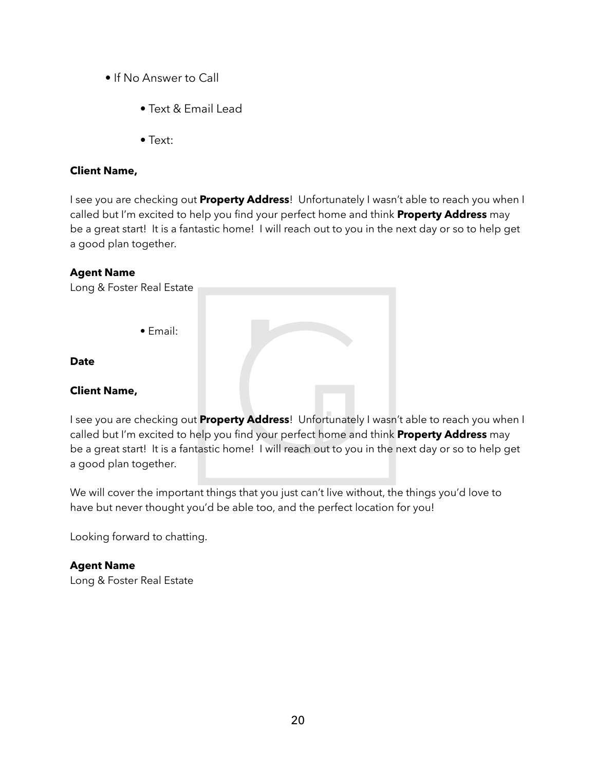- If No Answer to Call
  - Text & Email Lead
  - Text:

**Client Name,**

I see you are checking out **Property Address**! Unfortunately I wasn't able to reach you when I called but I'm excited to help you find your perfect home and think **Property Address** may be a great start! It is a fantastic home! I will reach out to you in the next day or so to help get a good plan together.

**Agent Name**
Long & Foster Real Estate

  - Email:

**Date**

**Client Name,**

I see you are checking out **Property Address**! Unfortunately I wasn't able to reach you when I called but I'm excited to help you find your perfect home and think **Property Address** may be a great start! It is a fantastic home! I will reach out to you in the next day or so to help get a good plan together.

We will cover the important things that you just can't live without, the things you'd love to have but never thought you'd be able too, and the perfect location for you!

Looking forward to chatting.

**Agent Name**
Long & Foster Real Estate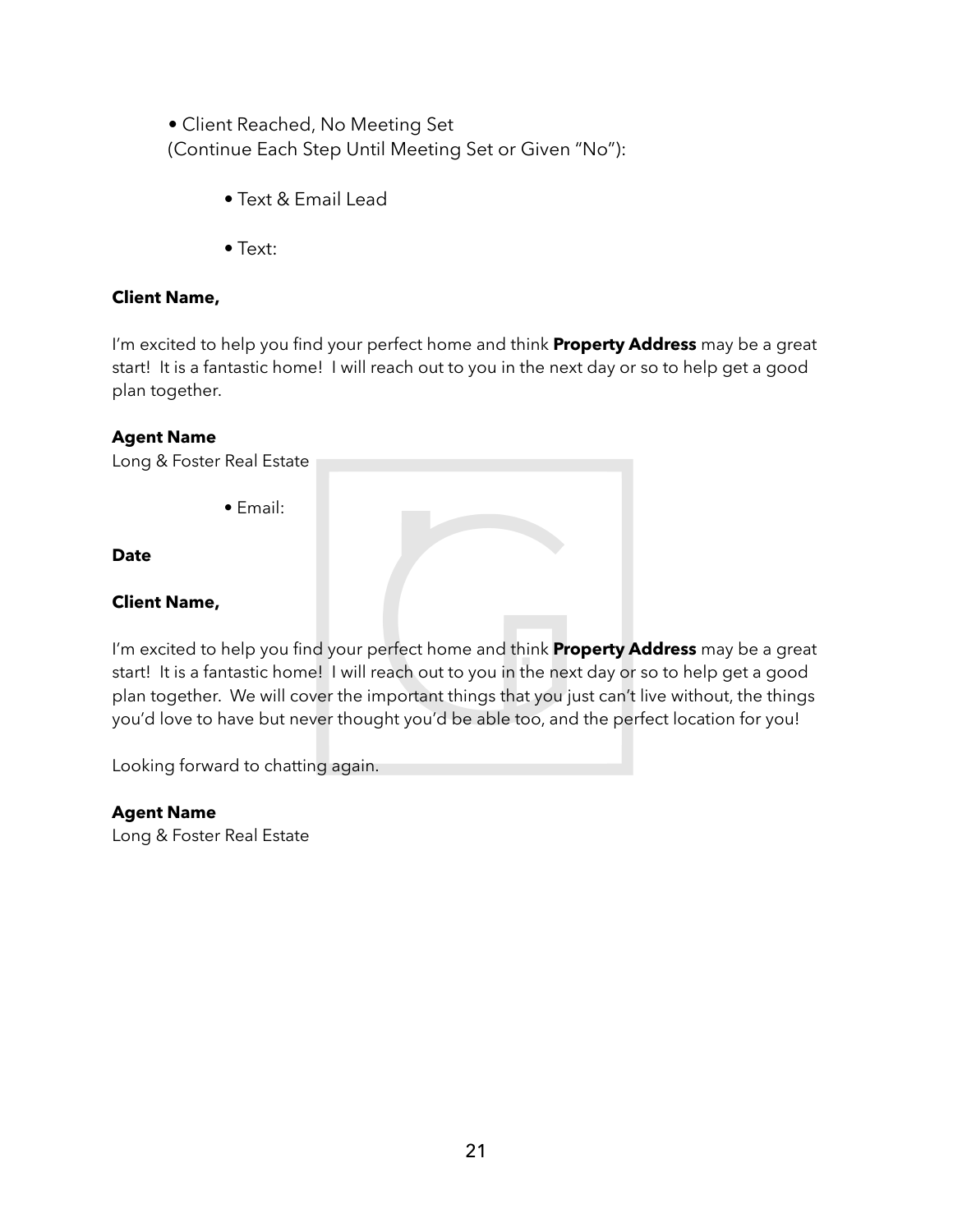- Client Reached, No Meeting Set
(Continue Each Step Until Meeting Set or Given "No"):

  - Text & Email Lead

  - Text:

**Client Name,**

I'm excited to help you find your perfect home and think **Property Address** may be a great start!  It is a fantastic home!  I will reach out to you in the next day or so to help get a good plan together.

**Agent Name**
Long & Foster Real Estate

  - Email:

**Date**

**Client Name,**

I'm excited to help you find your perfect home and think **Property Address** may be a great start!  It is a fantastic home!  I will reach out to you in the next day or so to help get a good plan together.  We will cover the important things that you just can't live without, the things you'd love to have but never thought you'd be able too, and the perfect location for you!

Looking forward to chatting again.

**Agent Name**
Long & Foster Real Estate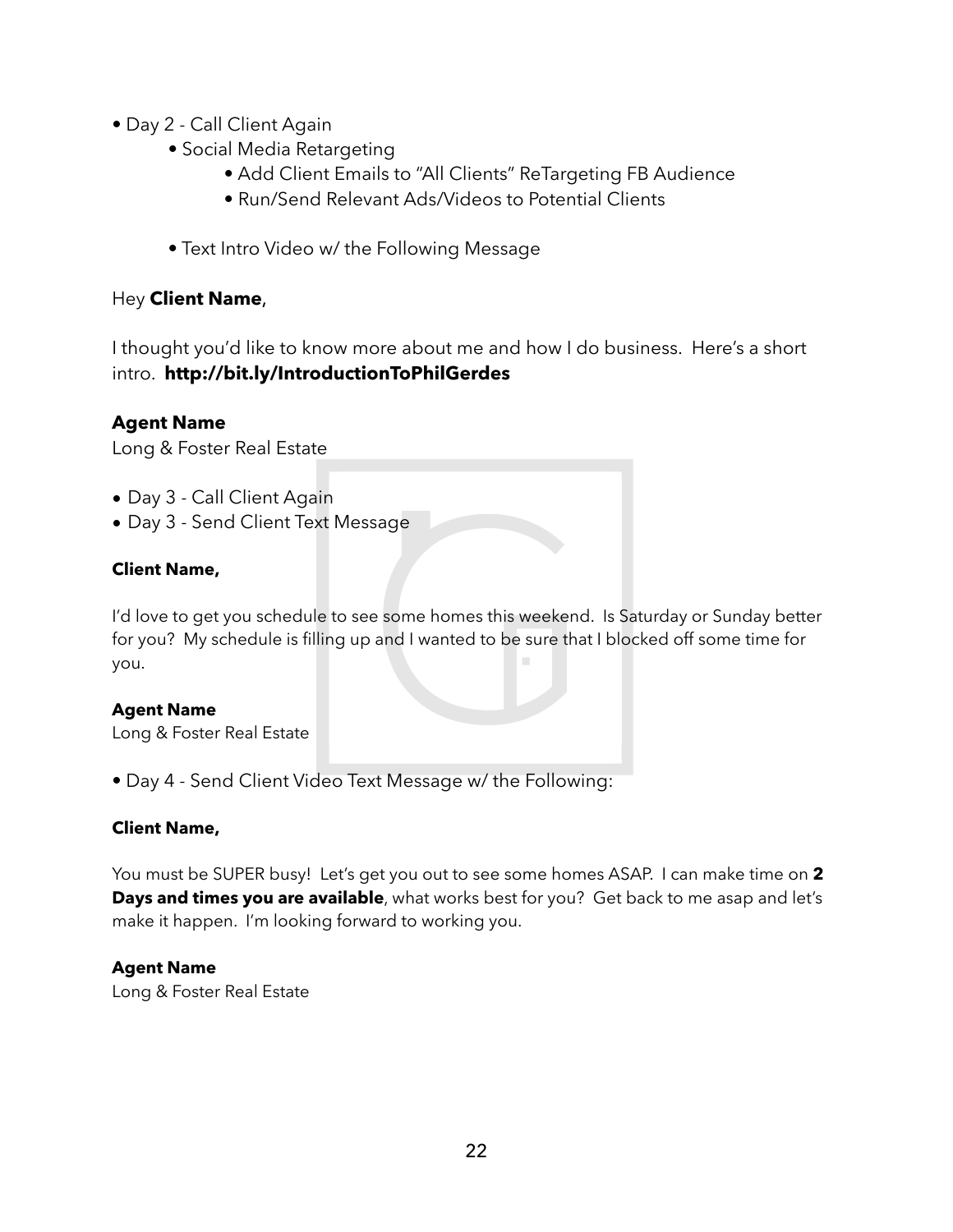- Day 2 - Call Client Again
  - Social Media Retargeting
    - Add Client Emails to "All Clients" ReTargeting FB Audience
    - Run/Send Relevant Ads/Videos to Potential Clients
  - Text Intro Video w/ the Following Message

Hey **Client Name**,

I thought you'd like to know more about me and how I do business. Here's a short intro. **http://bit.ly/IntroductionToPhilGerdes**

**Agent Name**
Long & Foster Real Estate

- Day 3 - Call Client Again
- Day 3 - Send Client Text Message

**Client Name,**

I'd love to get you schedule to see some homes this weekend. Is Saturday or Sunday better for you? My schedule is filling up and I wanted to be sure that I blocked off some time for you.

**Agent Name**
Long & Foster Real Estate

- Day 4 - Send Client Video Text Message w/ the Following:

**Client Name,**

You must be SUPER busy! Let's get you out to see some homes ASAP. I can make time on **2 Days and times you are available**, what works best for you? Get back to me asap and let's make it happen. I'm looking forward to working you.

**Agent Name**
Long & Foster Real Estate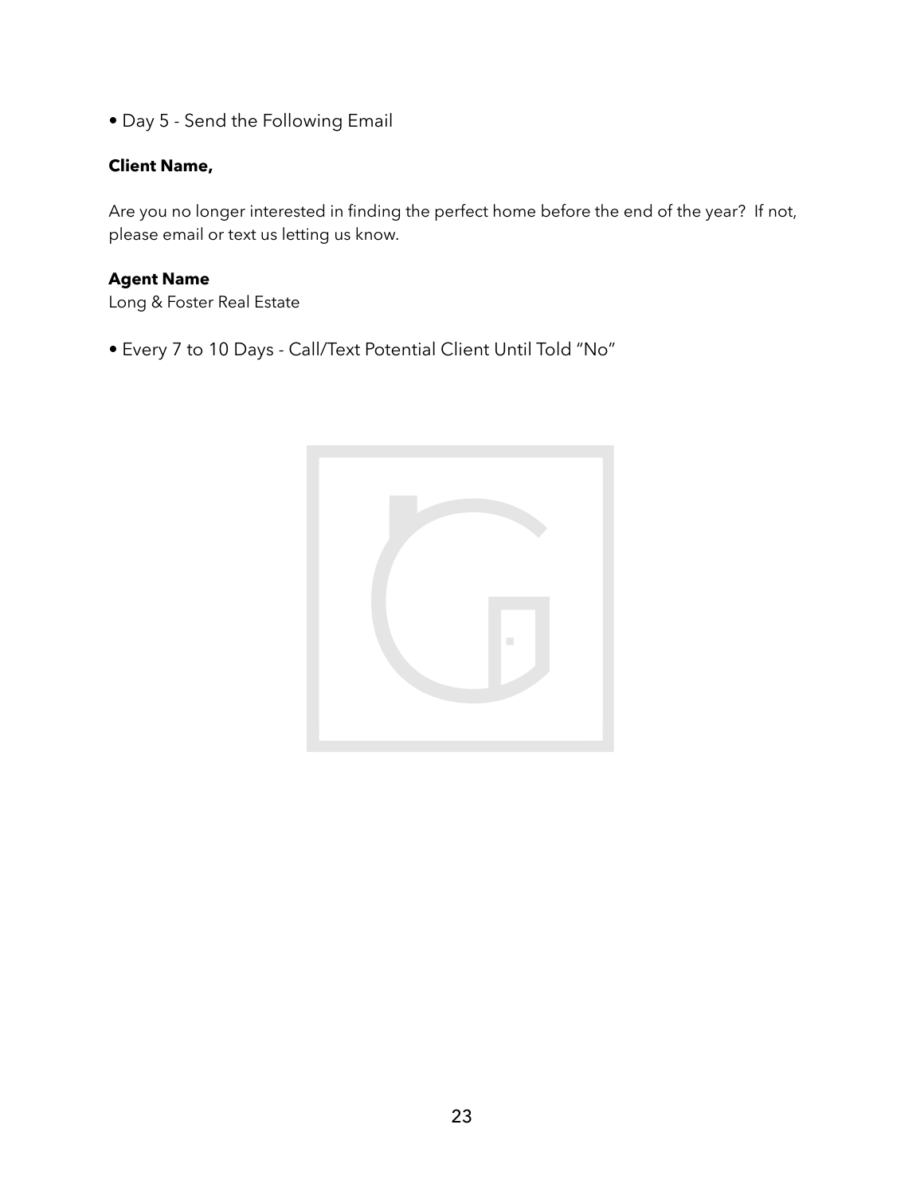- Day 5 - Send the Following Email

**Client Name,**

Are you no longer interested in finding the perfect home before the end of the year?  If not, please email or text us letting us know.

**Agent Name**
Long & Foster Real Estate

- Every 7 to 10 Days - Call/Text Potential Client Until Told "No"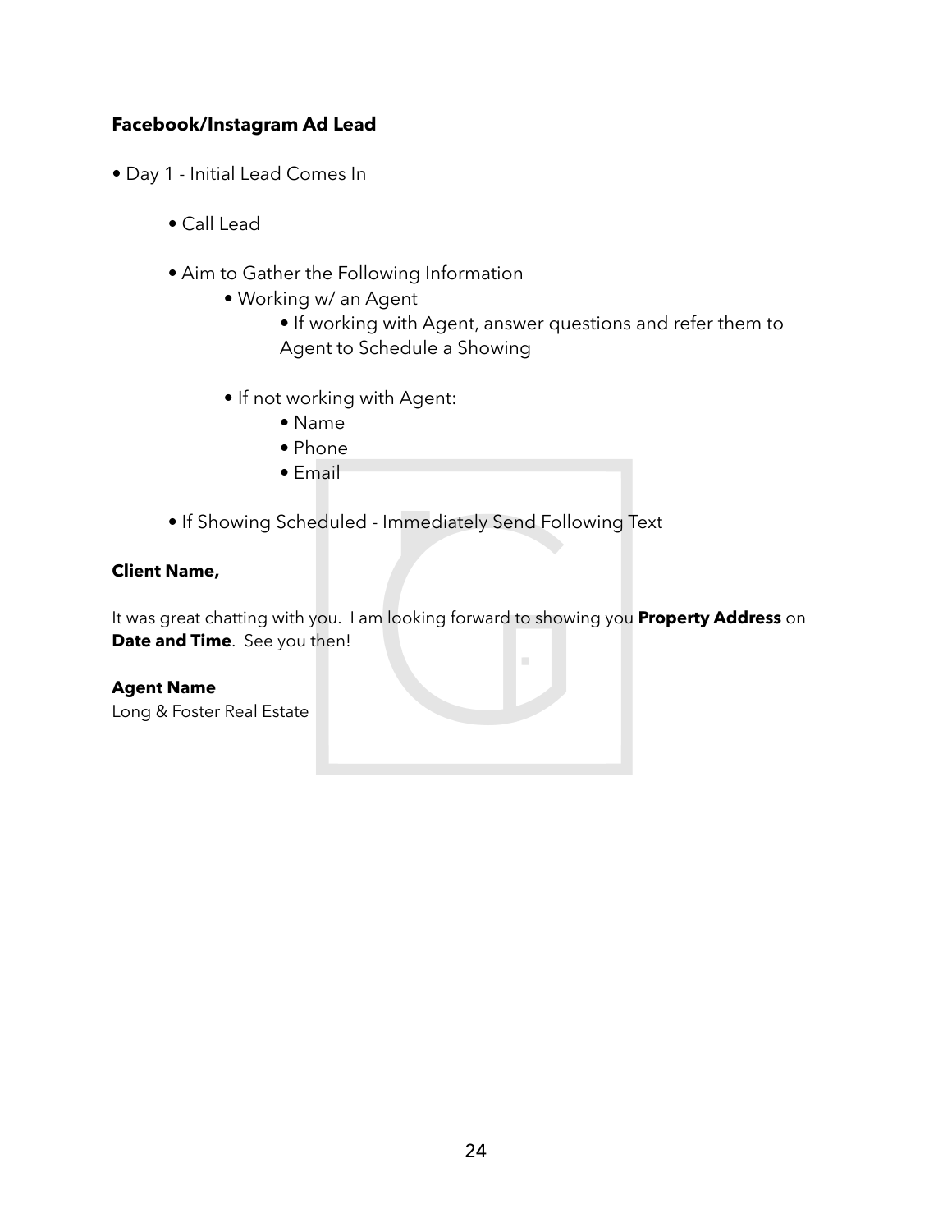**Facebook/Instagram Ad Lead**

- Day 1 - Initial Lead Comes In
    - Call Lead
    - Aim to Gather the Following Information
        - Working w/ an Agent
            - If working with Agent, answer questions and refer them to Agent to Schedule a Showing
        - If not working with Agent:
            - Name
            - Phone
            - Email
    - If Showing Scheduled - Immediately Send Following Text

**Client Name,**

It was great chatting with you. I am looking forward to showing you **Property Address** on **Date and Time**. See you then!

**Agent Name**
Long & Foster Real Estate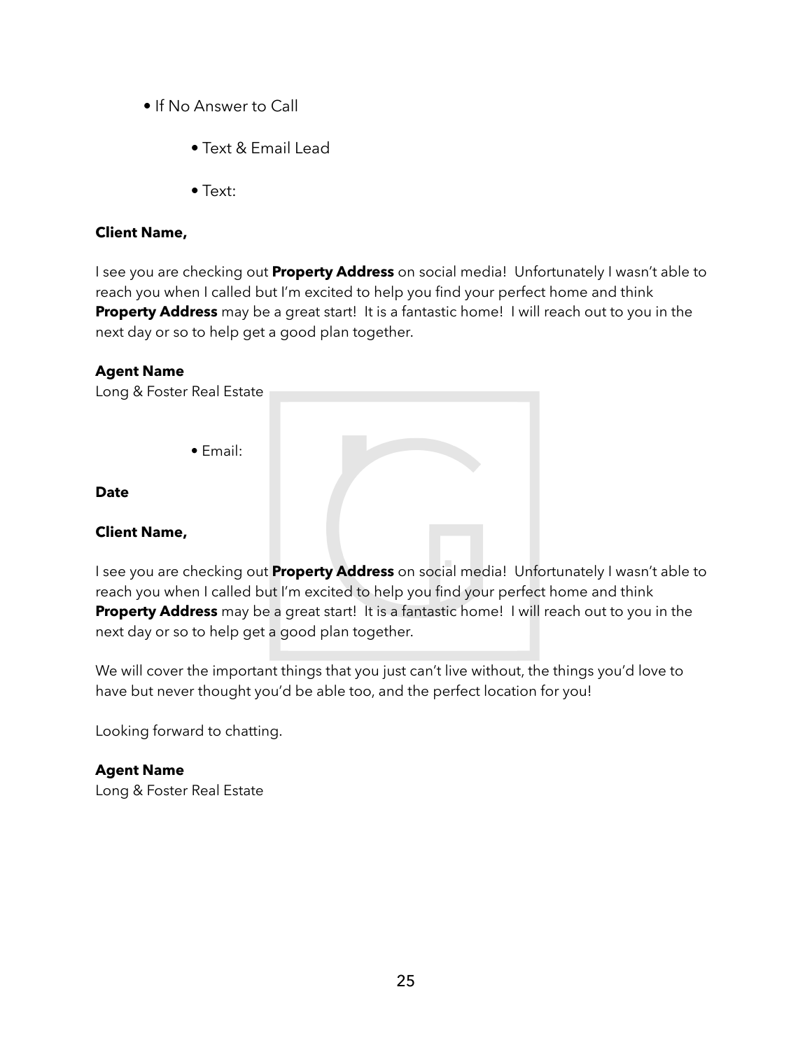- If No Answer to Call
    - Text & Email Lead
    - Text:

**Client Name,**

I see you are checking out **Property Address** on social media! Unfortunately I wasn't able to reach you when I called but I'm excited to help you find your perfect home and think **Property Address** may be a great start! It is a fantastic home! I will reach out to you in the next day or so to help get a good plan together.

**Agent Name**
Long & Foster Real Estate

- Email:

**Date**

**Client Name,**

I see you are checking out **Property Address** on social media! Unfortunately I wasn't able to reach you when I called but I'm excited to help you find your perfect home and think **Property Address** may be a great start! It is a fantastic home! I will reach out to you in the next day or so to help get a good plan together.

We will cover the important things that you just can't live without, the things you'd love to have but never thought you'd be able too, and the perfect location for you!

Looking forward to chatting.

**Agent Name**
Long & Foster Real Estate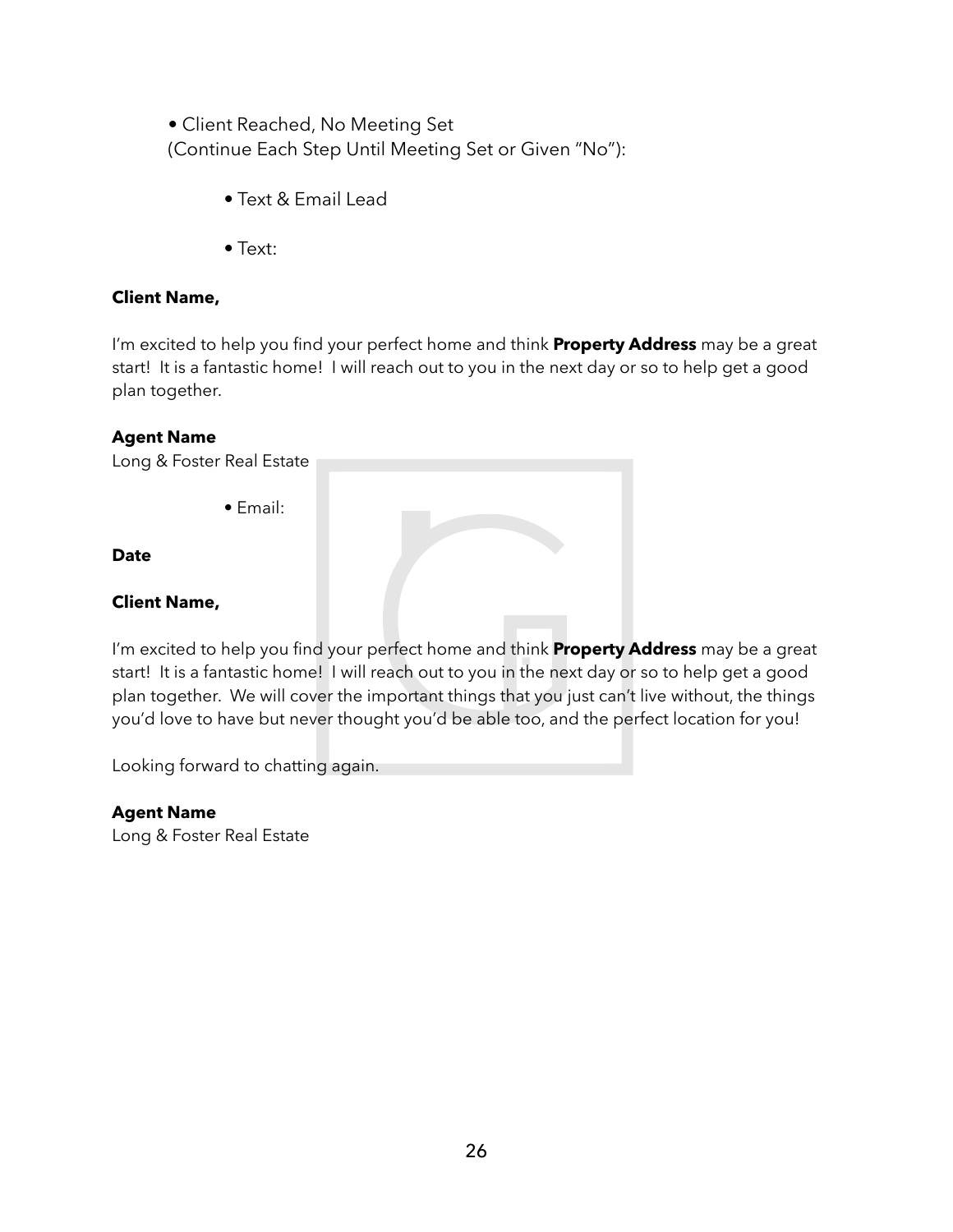- Client Reached, No Meeting Set
  (Continue Each Step Until Meeting Set or Given "No"):

    - Text & Email Lead

    - Text:

**Client Name,**

I'm excited to help you find your perfect home and think **Property Address** may be a great start! It is a fantastic home! I will reach out to you in the next day or so to help get a good plan together.

**Agent Name**
Long & Foster Real Estate

- Email:

**Date**

**Client Name,**

I'm excited to help you find your perfect home and think **Property Address** may be a great start! It is a fantastic home! I will reach out to you in the next day or so to help get a good plan together. We will cover the important things that you just can't live without, the things you'd love to have but never thought you'd be able too, and the perfect location for you!

Looking forward to chatting again.

**Agent Name**
Long & Foster Real Estate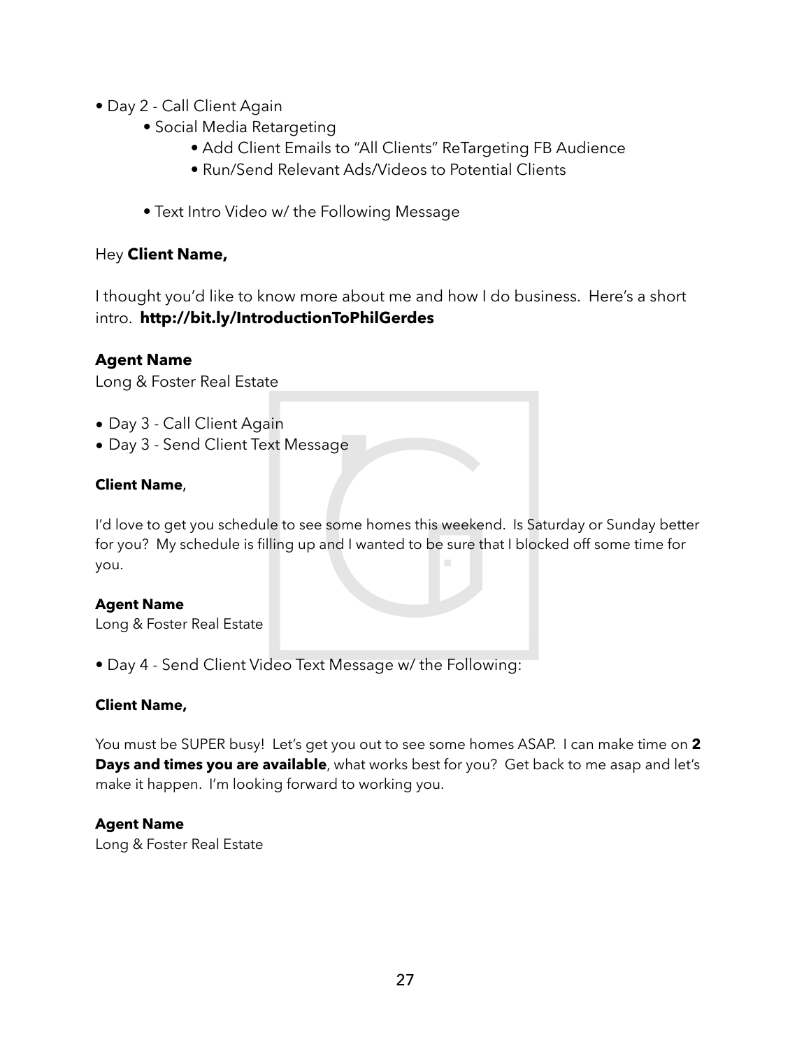- Day 2 - Call Client Again
    - Social Media Retargeting
        - Add Client Emails to "All Clients" ReTargeting FB Audience
        - Run/Send Relevant Ads/Videos to Potential Clients
    - Text Intro Video w/ the Following Message

Hey **Client Name,**

I thought you'd like to know more about me and how I do business. Here's a short intro. **http://bit.ly/IntroductionToPhilGerdes**

**Agent Name**
Long & Foster Real Estate

- Day 3 - Call Client Again
- Day 3 - Send Client Text Message

**Client Name**,

I'd love to get you schedule to see some homes this weekend. Is Saturday or Sunday better for you? My schedule is filling up and I wanted to be sure that I blocked off some time for you.

**Agent Name**
Long & Foster Real Estate

- Day 4 - Send Client Video Text Message w/ the Following:

**Client Name,**

You must be SUPER busy! Let's get you out to see some homes ASAP. I can make time on **2 Days and times you are available**, what works best for you? Get back to me asap and let's make it happen. I'm looking forward to working you.

**Agent Name**
Long & Foster Real Estate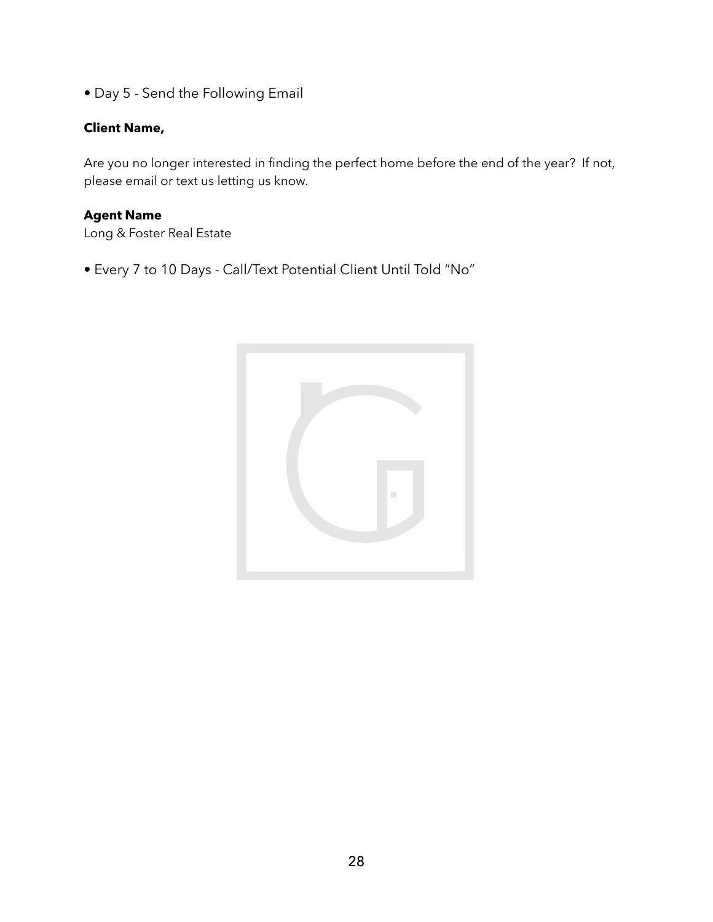• Day 5 - Send the Following Email

**Client Name,**

Are you no longer interested in finding the perfect home before the end of the year? If not, please email or text us letting us know.

**Agent Name**
Long & Foster Real Estate

• Every 7 to 10 Days - Call/Text Potential Client Until Told "No"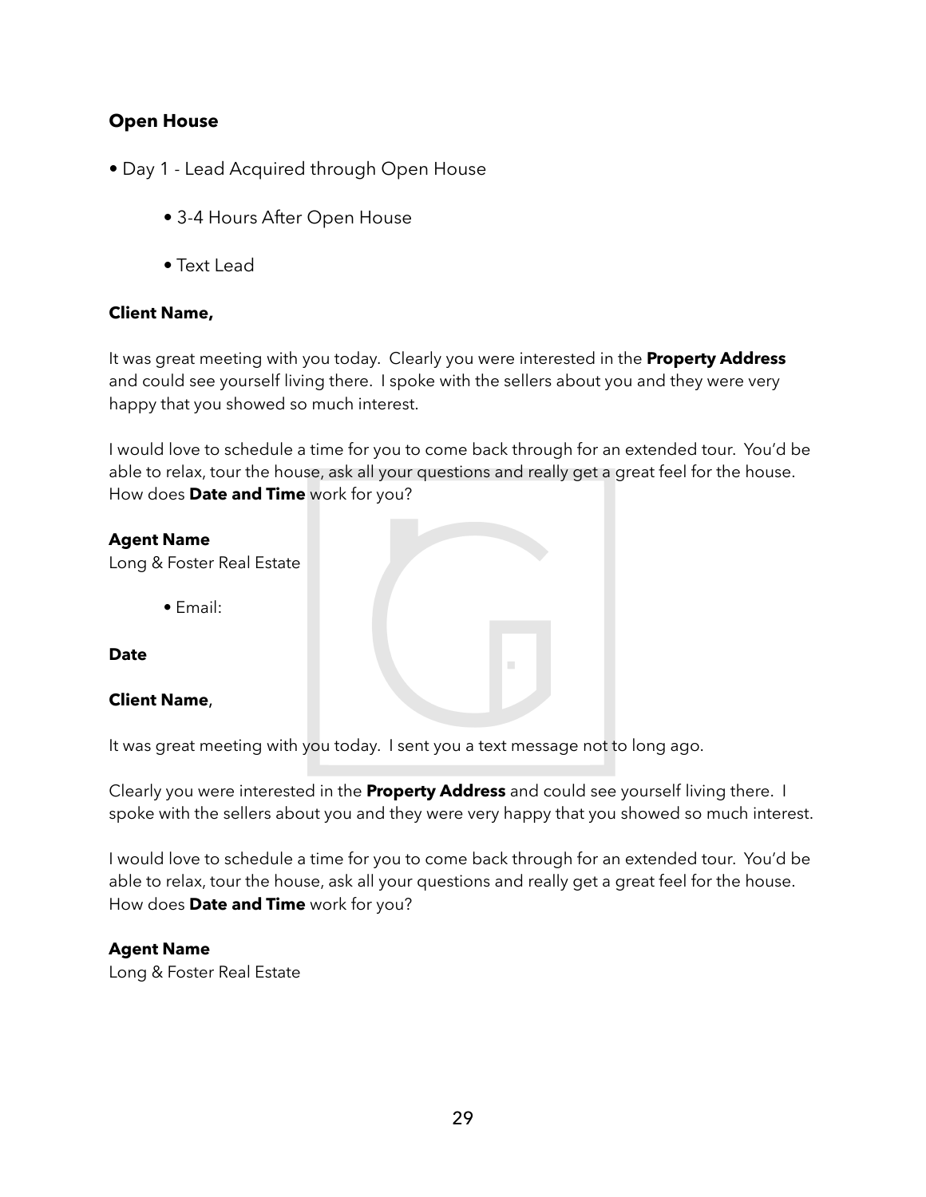**Open House**

- Day 1 - Lead Acquired through Open House
    - 3-4 Hours After Open House
    - Text Lead

**Client Name,**

It was great meeting with you today. Clearly you were interested in the **Property Address** and could see yourself living there. I spoke with the sellers about you and they were very happy that you showed so much interest.

I would love to schedule a time for you to come back through for an extended tour. You'd be able to relax, tour the house, ask all your questions and really get a great feel for the house. How does **Date and Time** work for you?

**Agent Name**
Long & Foster Real Estate

- Email:

**Date**

**Client Name**,

It was great meeting with you today. I sent you a text message not to long ago.

Clearly you were interested in the **Property Address** and could see yourself living there. I spoke with the sellers about you and they were very happy that you showed so much interest.

I would love to schedule a time for you to come back through for an extended tour. You'd be able to relax, tour the house, ask all your questions and really get a great feel for the house. How does **Date and Time** work for you?

**Agent Name**
Long & Foster Real Estate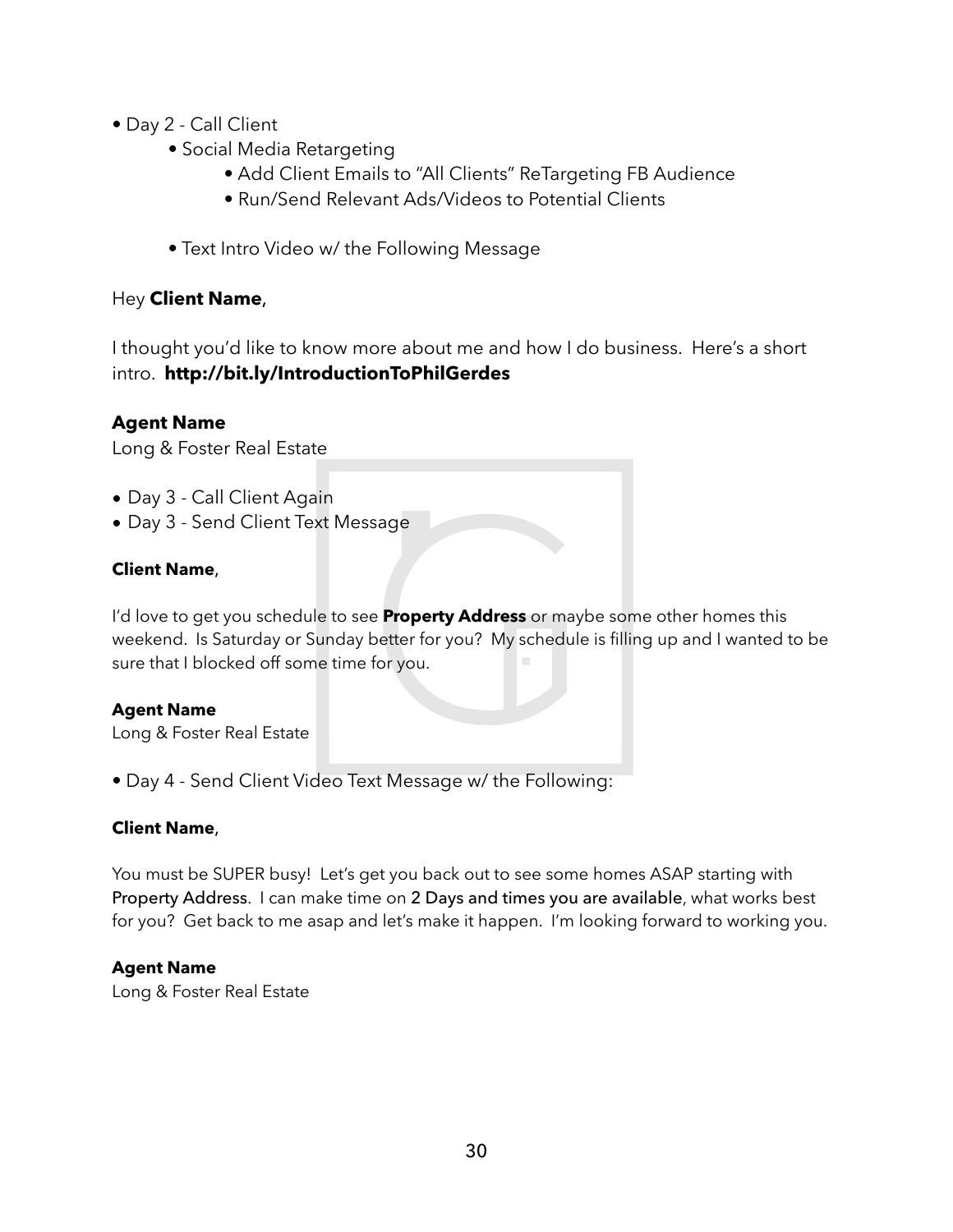- Day 2 - Call Client
    - Social Media Retargeting
        - Add Client Emails to “All Clients” ReTargeting FB Audience
        - Run/Send Relevant Ads/Videos to Potential Clients
    - Text Intro Video w/ the Following Message

Hey **Client Name**,

I thought you’d like to know more about me and how I do business. Here’s a short intro. **http://bit.ly/IntroductionToPhilGerdes**

**Agent Name**
Long & Foster Real Estate

- Day 3 - Call Client Again
- Day 3 - Send Client Text Message

**Client Name**,

I’d love to get you schedule to see **Property Address** or maybe some other homes this weekend. Is Saturday or Sunday better for you? My schedule is filling up and I wanted to be sure that I blocked off some time for you.

**Agent Name**
Long & Foster Real Estate

- Day 4 - Send Client Video Text Message w/ the Following:

**Client Name**,

You must be SUPER busy! Let’s get you back out to see some homes ASAP starting with Property Address. I can make time on 2 Days and times you are available, what works best for you? Get back to me asap and let’s make it happen. I’m looking forward to working you.

**Agent Name**
Long & Foster Real Estate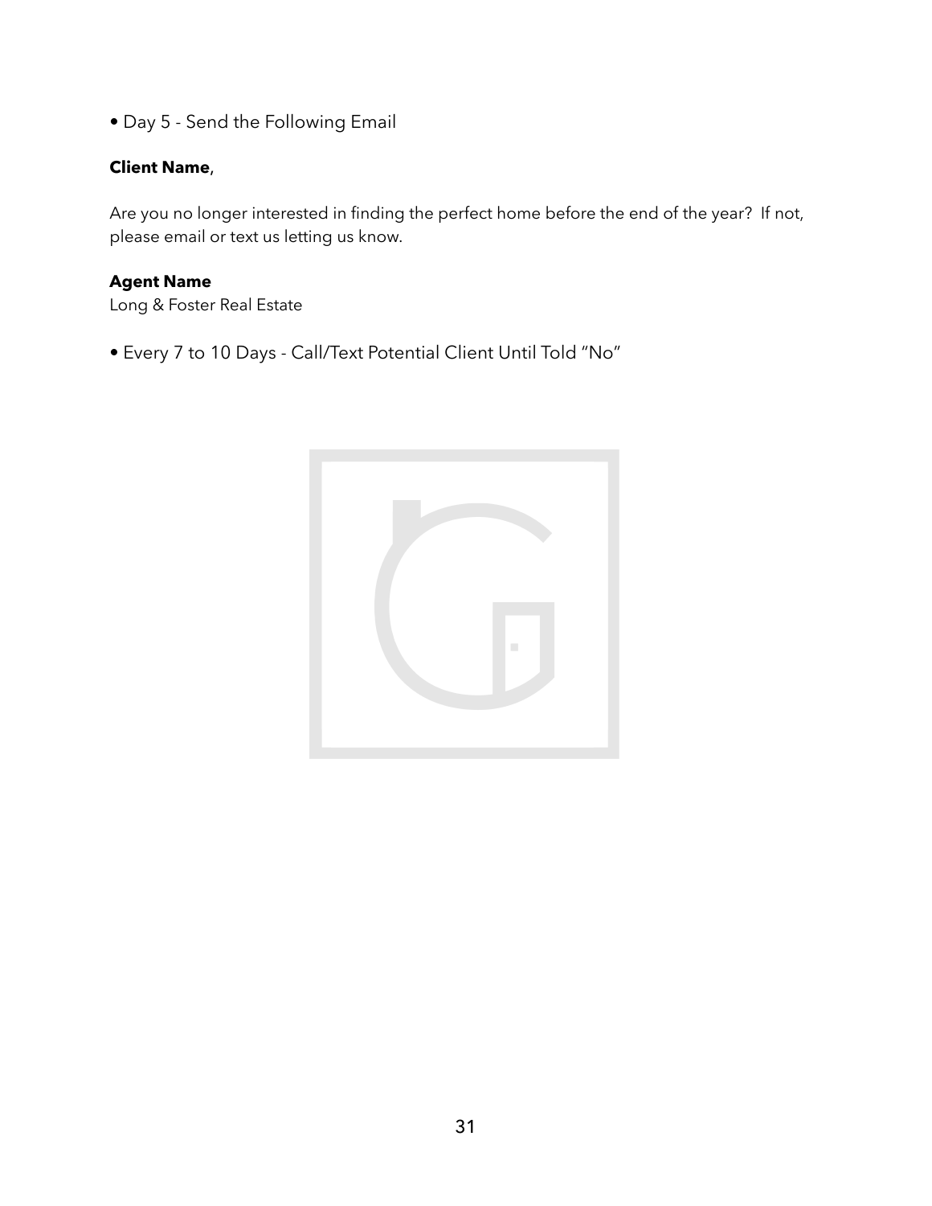- Day 5 - Send the Following Email

**Client Name**,

Are you no longer interested in finding the perfect home before the end of the year? If not, please email or text us letting us know.

**Agent Name**
Long & Foster Real Estate

- Every 7 to 10 Days - Call/Text Potential Client Until Told "No"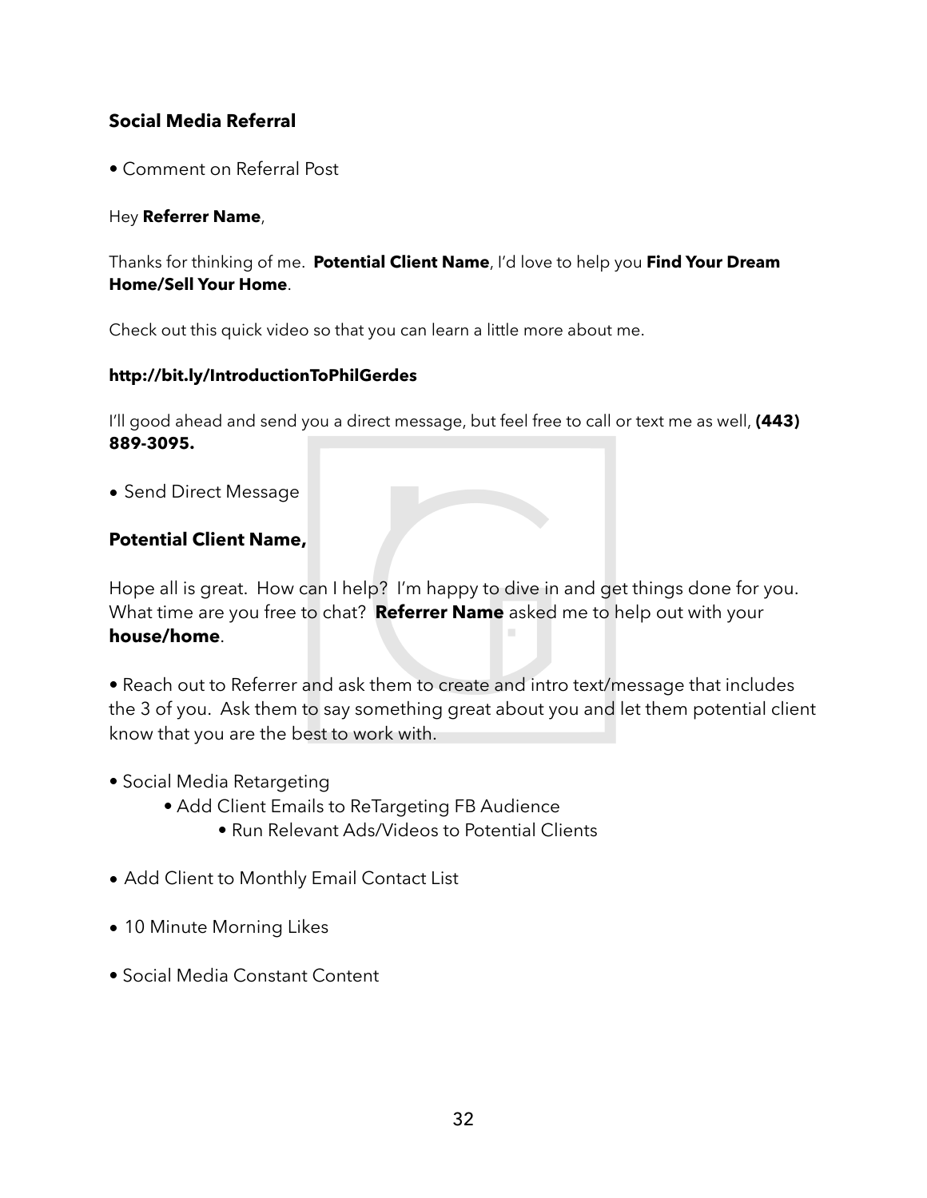**Social Media Referral**

• Comment on Referral Post

Hey **Referrer Name**,

Thanks for thinking of me.  **Potential Client Name**, I'd love to help you **Find Your Dream Home/Sell Your Home**.

Check out this quick video so that you can learn a little more about me.

**http://bit.ly/IntroductionToPhilGerdes**

I'll good ahead and send you a direct message, but feel free to call or text me as well, **(443) 889-3095.**

• Send Direct Message

**Potential Client Name,**

Hope all is great.  How can I help?  I'm happy to dive in and get things done for you.  What time are you free to chat?  **Referrer Name** asked me to help out with your **house/home**.

• Reach out to Referrer and ask them to create and intro text/message that includes the 3 of you.  Ask them to say something great about you and let them potential client know that you are the best to work with.

- Social Media Retargeting
    - Add Client Emails to ReTargeting FB Audience
        - Run Relevant Ads/Videos to Potential Clients

- Add Client to Monthly Email Contact List

- 10 Minute Morning Likes

- Social Media Constant Content